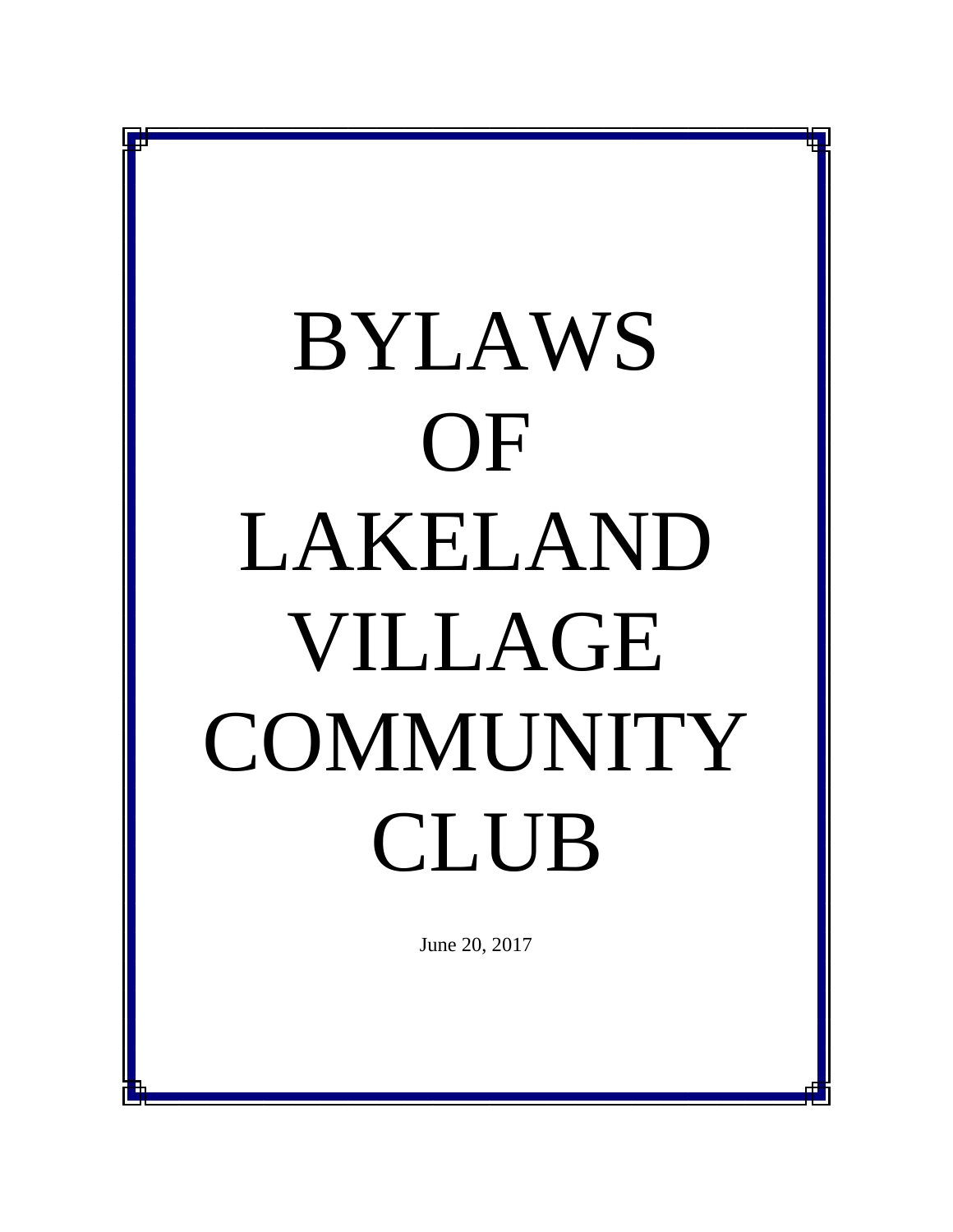# BYLAWS OF LAKELAND VILLAGE COMMUNITY CLUB

June 20, 2017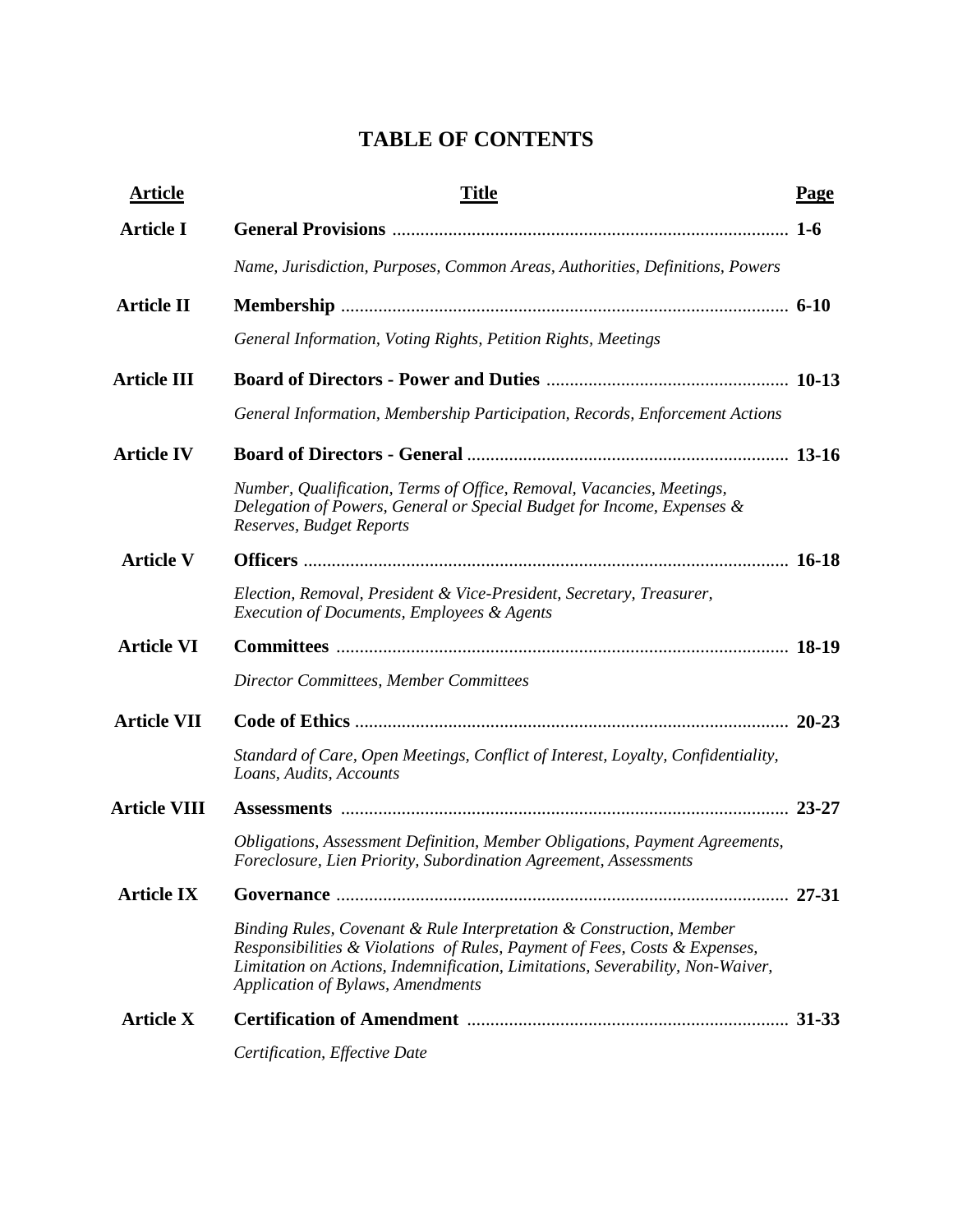# TABLE OF CONTENTS

| Article | Title | Page |
|---|---|---|
| **Article I** | **General Provisions** | **1-6** |
| | *Name, Jurisdiction, Purposes, Common Areas, Authorities, Definitions, Powers* | |
| **Article II** | **Membership** | **6-10** |
| | *General Information, Voting Rights, Petition Rights, Meetings* | |
| **Article III** | **Board of Directors - Power and Duties** | **10-13** |
| | *General Information, Membership Participation, Records, Enforcement Actions* | |
| **Article IV** | **Board of Directors - General** | **13-16** |
| | *Number, Qualification, Terms of Office, Removal, Vacancies, Meetings, Delegation of Powers, General or Special Budget for Income, Expenses & Reserves, Budget Reports* | |
| **Article V** | **Officers** | **16-18** |
| | *Election, Removal, President & Vice-President, Secretary, Treasurer, Execution of Documents, Employees & Agents* | |
| **Article VI** | **Committees** | **18-19** |
| | *Director Committees, Member Committees* | |
| **Article VII** | **Code of Ethics** | **20-23** |
| | *Standard of Care, Open Meetings, Conflict of Interest, Loyalty, Confidentiality, Loans, Audits, Accounts* | |
| **Article VIII** | **Assessments** | **23-27** |
| | *Obligations, Assessment Definition, Member Obligations, Payment Agreements, Foreclosure, Lien Priority, Subordination Agreement, Assessments* | |
| **Article IX** | **Governance** | **27-31** |
| | *Binding Rules, Covenant & Rule Interpretation & Construction, Member Responsibilities & Violations of Rules, Payment of Fees, Costs & Expenses, Limitation on Actions, Indemnification, Limitations, Severability, Non-Waiver, Application of Bylaws, Amendments* | |
| **Article X** | **Certification of Amendment** | **31-33** |
| | *Certification, Effective Date* | |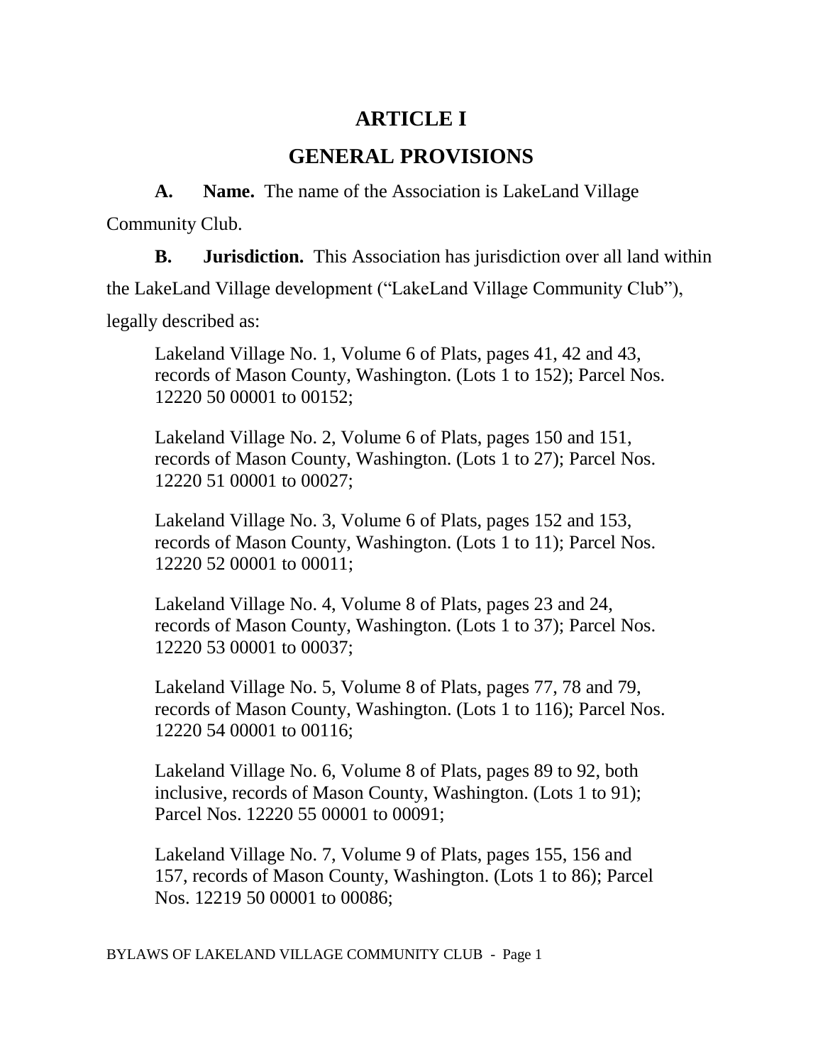# ARTICLE I

## GENERAL PROVISIONS

**A. Name.** The name of the Association is LakeLand Village Community Club.

**B. Jurisdiction.** This Association has jurisdiction over all land within the LakeLand Village development ("LakeLand Village Community Club"), legally described as:

> Lakeland Village No. 1, Volume 6 of Plats, pages 41, 42 and 43, records of Mason County, Washington. (Lots 1 to 152); Parcel Nos. 12220 50 00001 to 00152;
>
> Lakeland Village No. 2, Volume 6 of Plats, pages 150 and 151, records of Mason County, Washington. (Lots 1 to 27); Parcel Nos. 12220 51 00001 to 00027;
>
> Lakeland Village No. 3, Volume 6 of Plats, pages 152 and 153, records of Mason County, Washington. (Lots 1 to 11); Parcel Nos. 12220 52 00001 to 00011;
>
> Lakeland Village No. 4, Volume 8 of Plats, pages 23 and 24, records of Mason County, Washington. (Lots 1 to 37); Parcel Nos. 12220 53 00001 to 00037;
>
> Lakeland Village No. 5, Volume 8 of Plats, pages 77, 78 and 79, records of Mason County, Washington. (Lots 1 to 116); Parcel Nos. 12220 54 00001 to 00116;
>
> Lakeland Village No. 6, Volume 8 of Plats, pages 89 to 92, both inclusive, records of Mason County, Washington. (Lots 1 to 91); Parcel Nos. 12220 55 00001 to 00091;
>
> Lakeland Village No. 7, Volume 9 of Plats, pages 155, 156 and 157, records of Mason County, Washington. (Lots 1 to 86); Parcel Nos. 12219 50 00001 to 00086;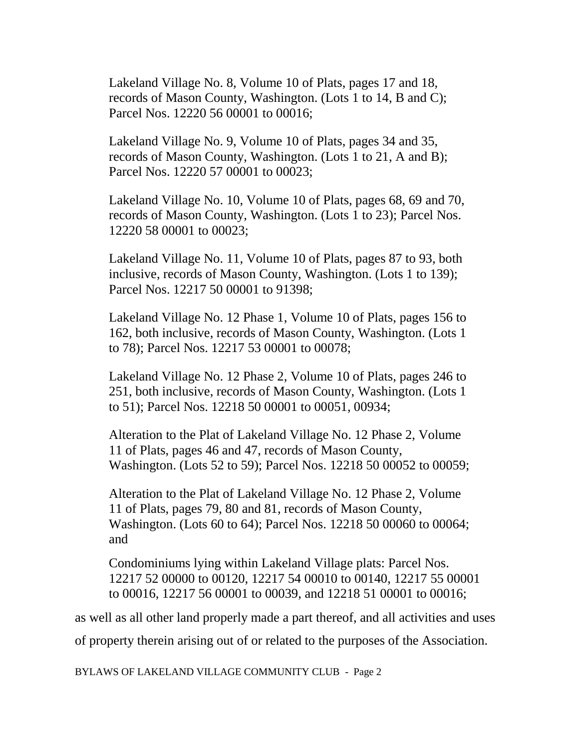Lakeland Village No. 8, Volume 10 of Plats, pages 17 and 18, records of Mason County, Washington. (Lots 1 to 14, B and C); Parcel Nos. 12220 56 00001 to 00016;

Lakeland Village No. 9, Volume 10 of Plats, pages 34 and 35, records of Mason County, Washington. (Lots 1 to 21, A and B); Parcel Nos. 12220 57 00001 to 00023;

Lakeland Village No. 10, Volume 10 of Plats, pages 68, 69 and 70, records of Mason County, Washington. (Lots 1 to 23); Parcel Nos. 12220 58 00001 to 00023;

Lakeland Village No. 11, Volume 10 of Plats, pages 87 to 93, both inclusive, records of Mason County, Washington. (Lots 1 to 139); Parcel Nos. 12217 50 00001 to 91398;

Lakeland Village No. 12 Phase 1, Volume 10 of Plats, pages 156 to 162, both inclusive, records of Mason County, Washington. (Lots 1 to 78); Parcel Nos. 12217 53 00001 to 00078;

Lakeland Village No. 12 Phase 2, Volume 10 of Plats, pages 246 to 251, both inclusive, records of Mason County, Washington. (Lots 1 to 51); Parcel Nos. 12218 50 00001 to 00051, 00934;

Alteration to the Plat of Lakeland Village No. 12 Phase 2, Volume 11 of Plats, pages 46 and 47, records of Mason County, Washington. (Lots 52 to 59); Parcel Nos. 12218 50 00052 to 00059;

Alteration to the Plat of Lakeland Village No. 12 Phase 2, Volume 11 of Plats, pages 79, 80 and 81, records of Mason County, Washington. (Lots 60 to 64); Parcel Nos. 12218 50 00060 to 00064; and

Condominiums lying within Lakeland Village plats: Parcel Nos. 12217 52 00000 to 00120, 12217 54 00010 to 00140, 12217 55 00001 to 00016, 12217 56 00001 to 00039, and 12218 51 00001 to 00016;

as well as all other land properly made a part thereof, and all activities and uses of property therein arising out of or related to the purposes of the Association.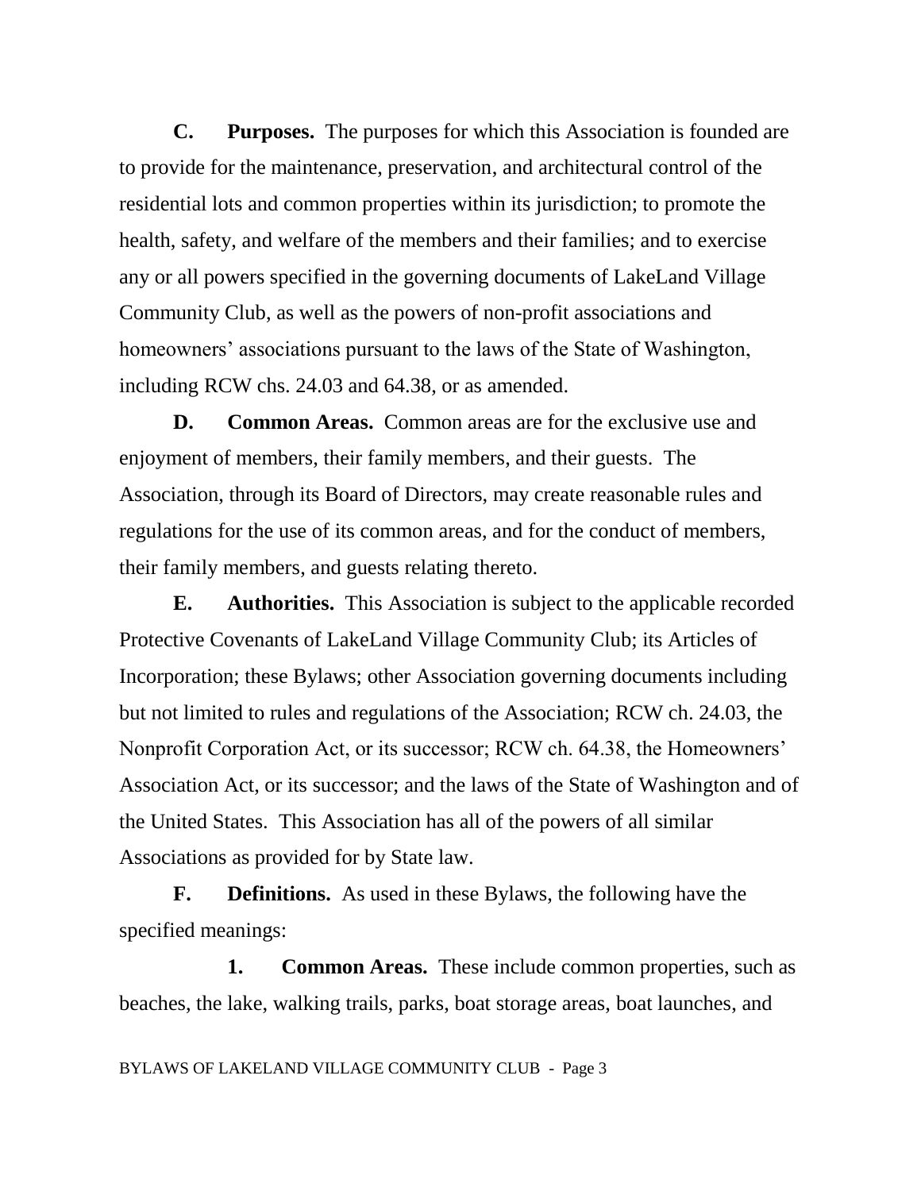**C. Purposes.** The purposes for which this Association is founded are to provide for the maintenance, preservation, and architectural control of the residential lots and common properties within its jurisdiction; to promote the health, safety, and welfare of the members and their families; and to exercise any or all powers specified in the governing documents of LakeLand Village Community Club, as well as the powers of non-profit associations and homeowners' associations pursuant to the laws of the State of Washington, including RCW chs. 24.03 and 64.38, or as amended.

**D. Common Areas.** Common areas are for the exclusive use and enjoyment of members, their family members, and their guests. The Association, through its Board of Directors, may create reasonable rules and regulations for the use of its common areas, and for the conduct of members, their family members, and guests relating thereto.

**E. Authorities.** This Association is subject to the applicable recorded Protective Covenants of LakeLand Village Community Club; its Articles of Incorporation; these Bylaws; other Association governing documents including but not limited to rules and regulations of the Association; RCW ch. 24.03, the Nonprofit Corporation Act, or its successor; RCW ch. 64.38, the Homeowners' Association Act, or its successor; and the laws of the State of Washington and of the United States. This Association has all of the powers of all similar Associations as provided for by State law.

**F. Definitions.** As used in these Bylaws, the following have the specified meanings:

**1. Common Areas.** These include common properties, such as beaches, the lake, walking trails, parks, boat storage areas, boat launches, and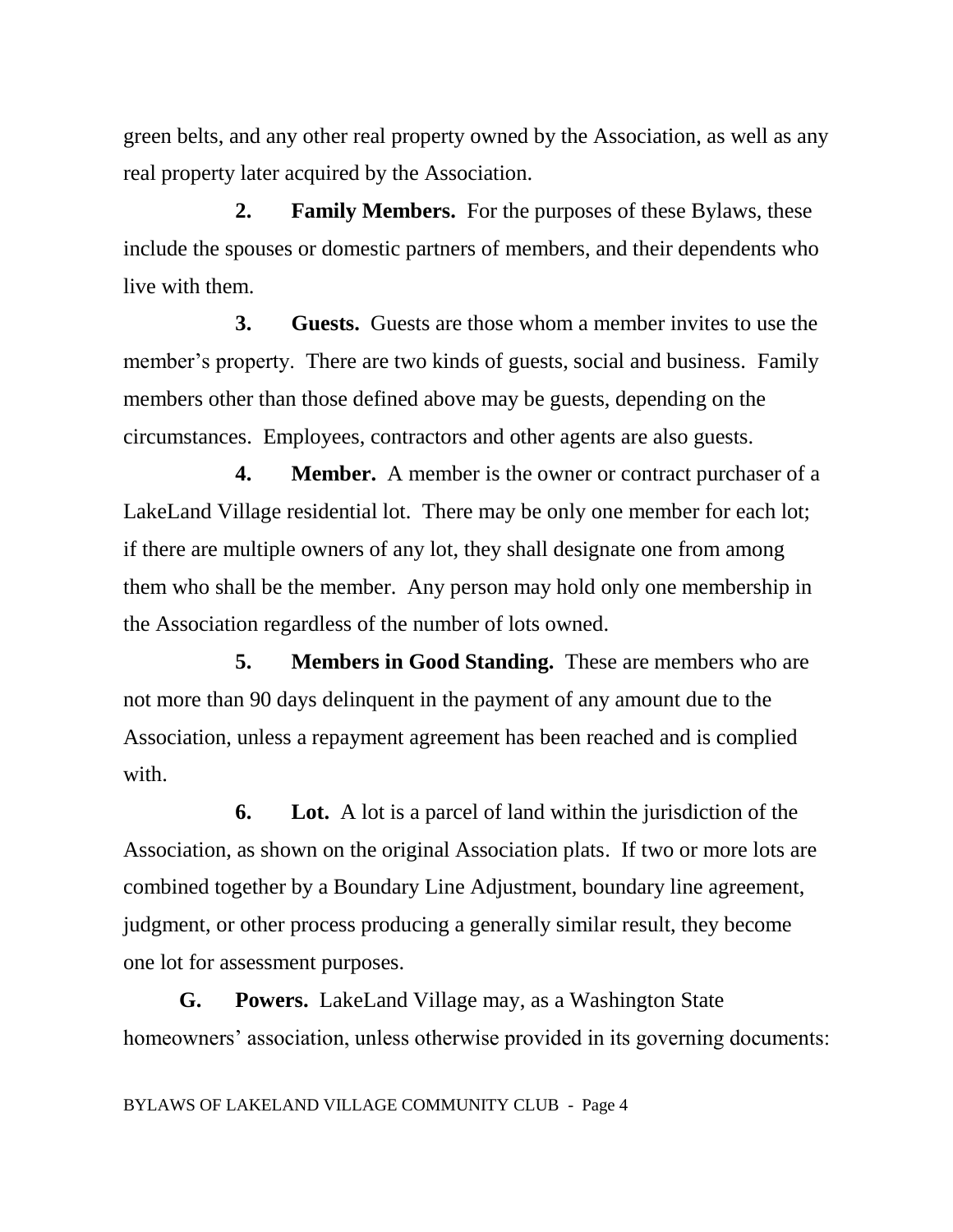green belts, and any other real property owned by the Association, as well as any real property later acquired by the Association.

**2. Family Members.** For the purposes of these Bylaws, these include the spouses or domestic partners of members, and their dependents who live with them.

**3. Guests.** Guests are those whom a member invites to use the member's property. There are two kinds of guests, social and business. Family members other than those defined above may be guests, depending on the circumstances. Employees, contractors and other agents are also guests.

**4. Member.** A member is the owner or contract purchaser of a LakeLand Village residential lot. There may be only one member for each lot; if there are multiple owners of any lot, they shall designate one from among them who shall be the member. Any person may hold only one membership in the Association regardless of the number of lots owned.

**5. Members in Good Standing.** These are members who are not more than 90 days delinquent in the payment of any amount due to the Association, unless a repayment agreement has been reached and is complied with.

**6. Lot.** A lot is a parcel of land within the jurisdiction of the Association, as shown on the original Association plats. If two or more lots are combined together by a Boundary Line Adjustment, boundary line agreement, judgment, or other process producing a generally similar result, they become one lot for assessment purposes.

**G. Powers.** LakeLand Village may, as a Washington State homeowners' association, unless otherwise provided in its governing documents: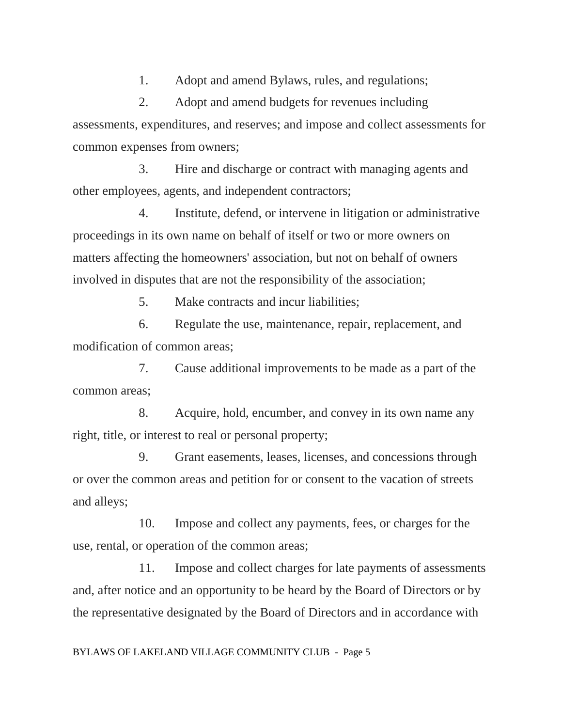1. Adopt and amend Bylaws, rules, and regulations;

2. Adopt and amend budgets for revenues including assessments, expenditures, and reserves; and impose and collect assessments for common expenses from owners;

3. Hire and discharge or contract with managing agents and other employees, agents, and independent contractors;

4. Institute, defend, or intervene in litigation or administrative proceedings in its own name on behalf of itself or two or more owners on matters affecting the homeowners' association, but not on behalf of owners involved in disputes that are not the responsibility of the association;

5. Make contracts and incur liabilities;

6. Regulate the use, maintenance, repair, replacement, and modification of common areas;

7. Cause additional improvements to be made as a part of the common areas;

8. Acquire, hold, encumber, and convey in its own name any right, title, or interest to real or personal property;

9. Grant easements, leases, licenses, and concessions through or over the common areas and petition for or consent to the vacation of streets and alleys;

10. Impose and collect any payments, fees, or charges for the use, rental, or operation of the common areas;

11. Impose and collect charges for late payments of assessments and, after notice and an opportunity to be heard by the Board of Directors or by the representative designated by the Board of Directors and in accordance with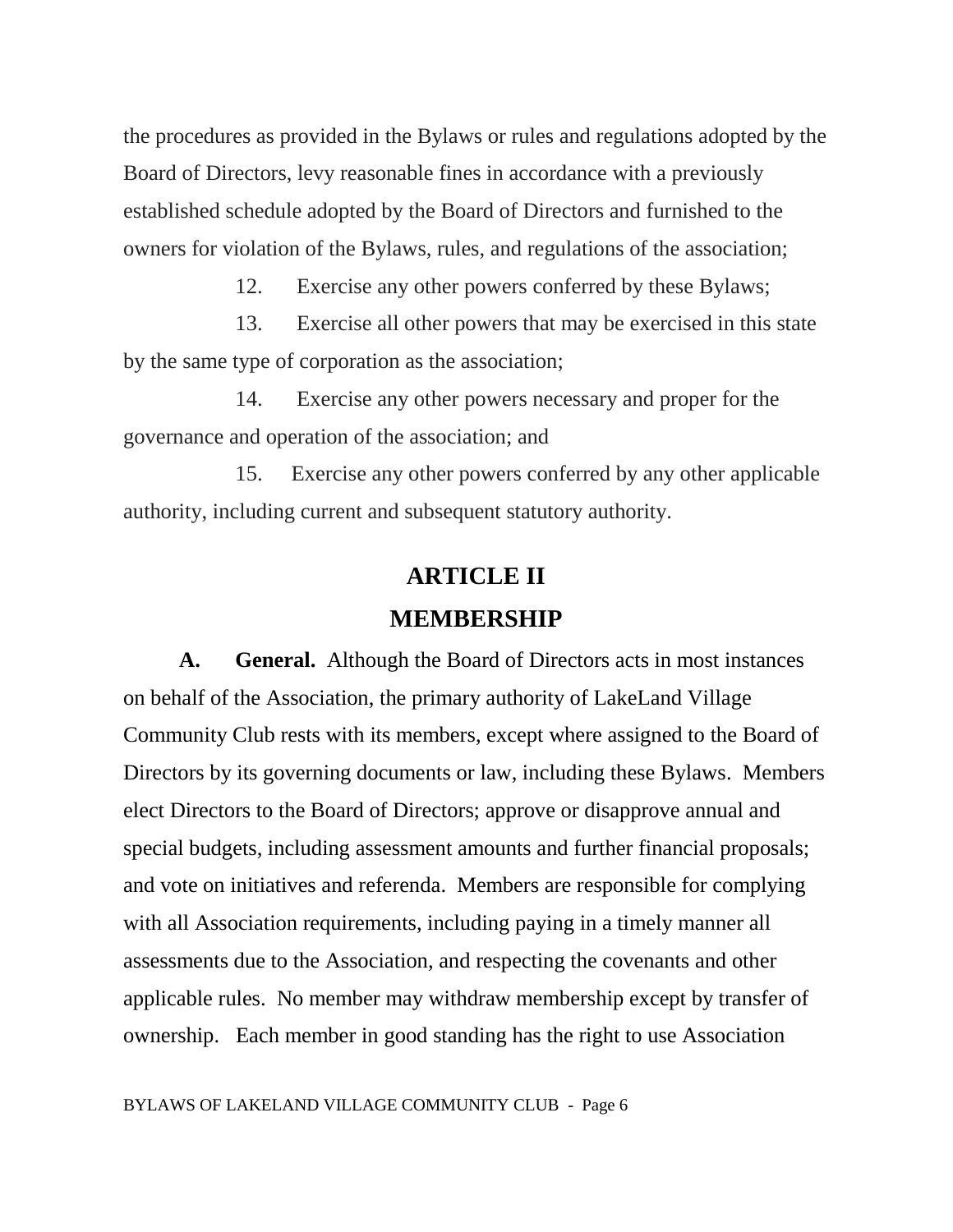the procedures as provided in the Bylaws or rules and regulations adopted by the Board of Directors, levy reasonable fines in accordance with a previously established schedule adopted by the Board of Directors and furnished to the owners for violation of the Bylaws, rules, and regulations of the association;

12. Exercise any other powers conferred by these Bylaws;

13. Exercise all other powers that may be exercised in this state by the same type of corporation as the association;

14. Exercise any other powers necessary and proper for the governance and operation of the association; and

15. Exercise any other powers conferred by any other applicable authority, including current and subsequent statutory authority.

# ARTICLE II

# MEMBERSHIP

**A. General.** Although the Board of Directors acts in most instances on behalf of the Association, the primary authority of LakeLand Village Community Club rests with its members, except where assigned to the Board of Directors by its governing documents or law, including these Bylaws. Members elect Directors to the Board of Directors; approve or disapprove annual and special budgets, including assessment amounts and further financial proposals; and vote on initiatives and referenda. Members are responsible for complying with all Association requirements, including paying in a timely manner all assessments due to the Association, and respecting the covenants and other applicable rules. No member may withdraw membership except by transfer of ownership. Each member in good standing has the right to use Association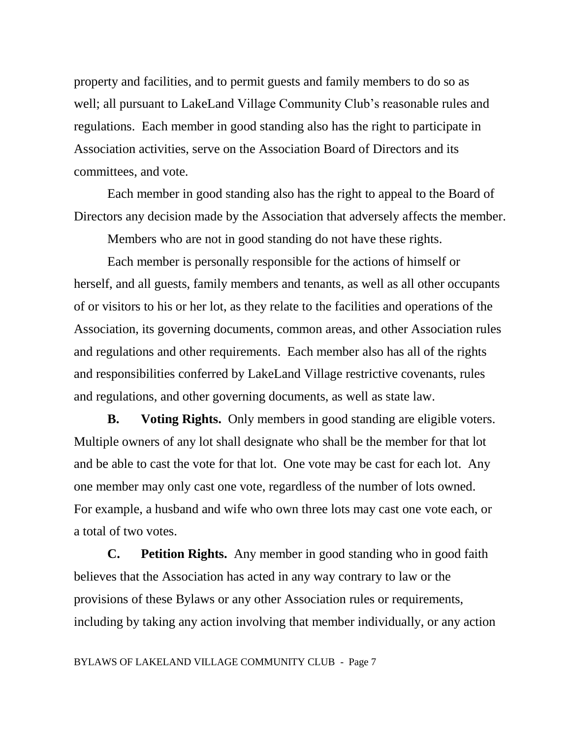property and facilities, and to permit guests and family members to do so as well; all pursuant to LakeLand Village Community Club's reasonable rules and regulations. Each member in good standing also has the right to participate in Association activities, serve on the Association Board of Directors and its committees, and vote.

Each member in good standing also has the right to appeal to the Board of Directors any decision made by the Association that adversely affects the member.

Members who are not in good standing do not have these rights.

Each member is personally responsible for the actions of himself or herself, and all guests, family members and tenants, as well as all other occupants of or visitors to his or her lot, as they relate to the facilities and operations of the Association, its governing documents, common areas, and other Association rules and regulations and other requirements. Each member also has all of the rights and responsibilities conferred by LakeLand Village restrictive covenants, rules and regulations, and other governing documents, as well as state law.

**B. Voting Rights.** Only members in good standing are eligible voters. Multiple owners of any lot shall designate who shall be the member for that lot and be able to cast the vote for that lot. One vote may be cast for each lot. Any one member may only cast one vote, regardless of the number of lots owned. For example, a husband and wife who own three lots may cast one vote each, or a total of two votes.

**C. Petition Rights.** Any member in good standing who in good faith believes that the Association has acted in any way contrary to law or the provisions of these Bylaws or any other Association rules or requirements, including by taking any action involving that member individually, or any action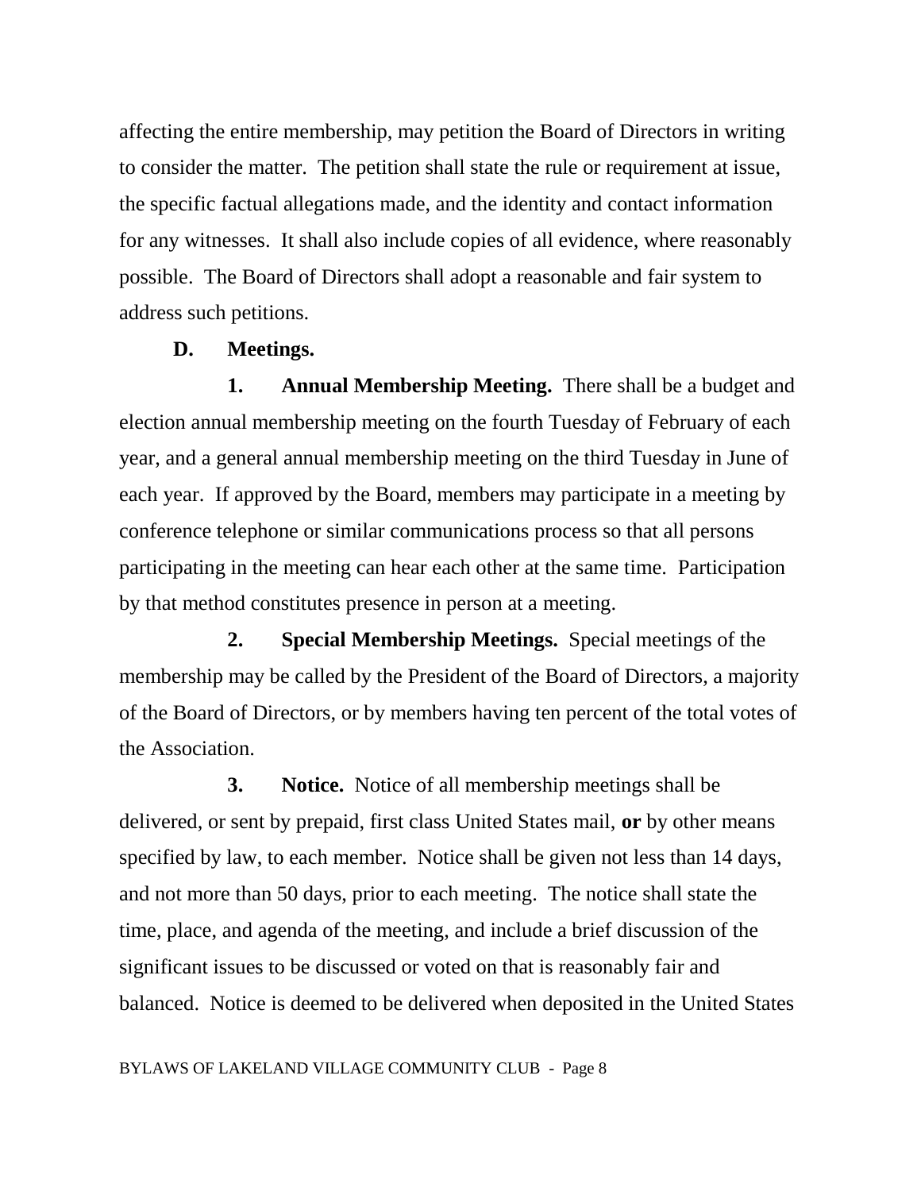affecting the entire membership, may petition the Board of Directors in writing to consider the matter. The petition shall state the rule or requirement at issue, the specific factual allegations made, and the identity and contact information for any witnesses. It shall also include copies of all evidence, where reasonably possible. The Board of Directors shall adopt a reasonable and fair system to address such petitions.

**D. Meetings.**

**1. Annual Membership Meeting.** There shall be a budget and election annual membership meeting on the fourth Tuesday of February of each year, and a general annual membership meeting on the third Tuesday in June of each year. If approved by the Board, members may participate in a meeting by conference telephone or similar communications process so that all persons participating in the meeting can hear each other at the same time. Participation by that method constitutes presence in person at a meeting.

**2. Special Membership Meetings.** Special meetings of the membership may be called by the President of the Board of Directors, a majority of the Board of Directors, or by members having ten percent of the total votes of the Association.

**3. Notice.** Notice of all membership meetings shall be delivered, or sent by prepaid, first class United States mail, **or** by other means specified by law, to each member. Notice shall be given not less than 14 days, and not more than 50 days, prior to each meeting. The notice shall state the time, place, and agenda of the meeting, and include a brief discussion of the significant issues to be discussed or voted on that is reasonably fair and balanced. Notice is deemed to be delivered when deposited in the United States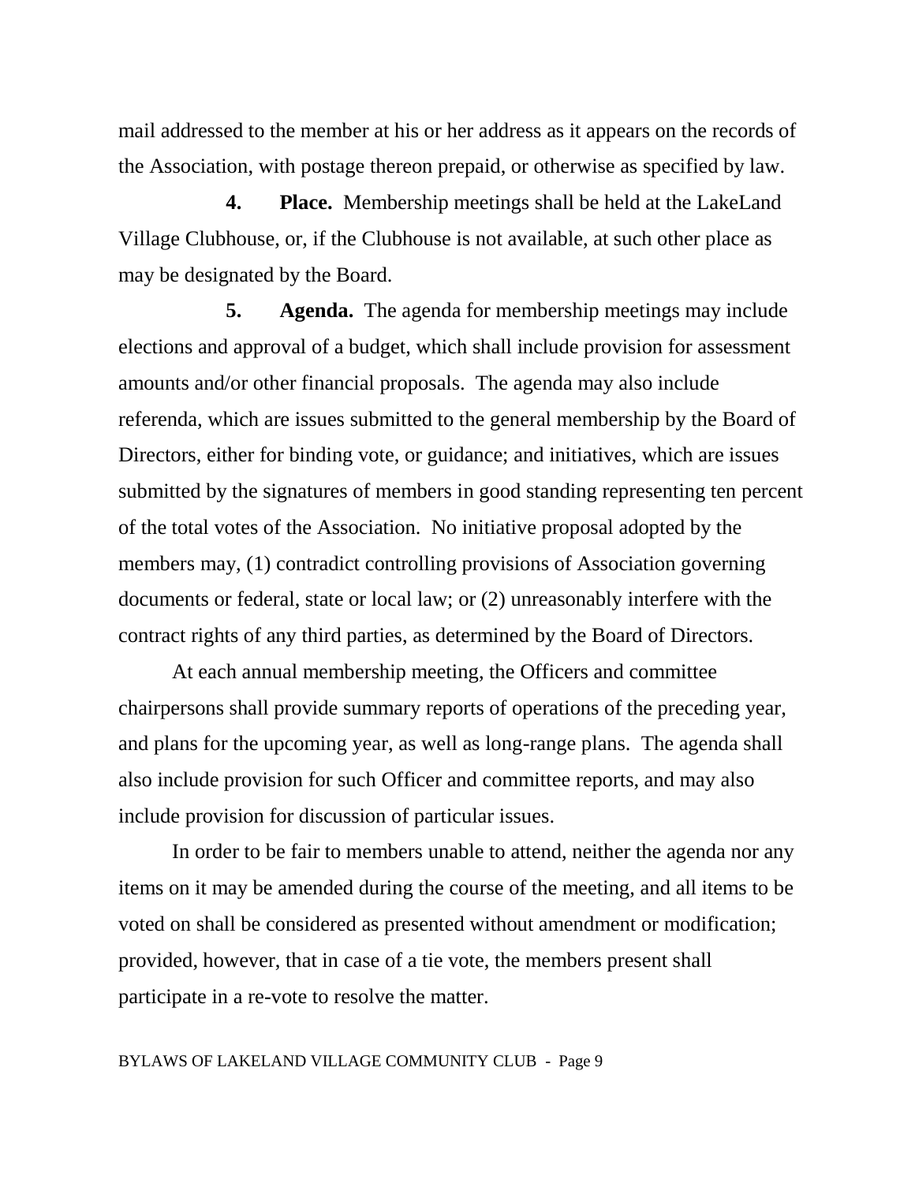mail addressed to the member at his or her address as it appears on the records of the Association, with postage thereon prepaid, or otherwise as specified by law.

**4. Place.** Membership meetings shall be held at the LakeLand Village Clubhouse, or, if the Clubhouse is not available, at such other place as may be designated by the Board.

**5. Agenda.** The agenda for membership meetings may include elections and approval of a budget, which shall include provision for assessment amounts and/or other financial proposals. The agenda may also include referenda, which are issues submitted to the general membership by the Board of Directors, either for binding vote, or guidance; and initiatives, which are issues submitted by the signatures of members in good standing representing ten percent of the total votes of the Association. No initiative proposal adopted by the members may, (1) contradict controlling provisions of Association governing documents or federal, state or local law; or (2) unreasonably interfere with the contract rights of any third parties, as determined by the Board of Directors.

At each annual membership meeting, the Officers and committee chairpersons shall provide summary reports of operations of the preceding year, and plans for the upcoming year, as well as long-range plans. The agenda shall also include provision for such Officer and committee reports, and may also include provision for discussion of particular issues.

In order to be fair to members unable to attend, neither the agenda nor any items on it may be amended during the course of the meeting, and all items to be voted on shall be considered as presented without amendment or modification; provided, however, that in case of a tie vote, the members present shall participate in a re-vote to resolve the matter.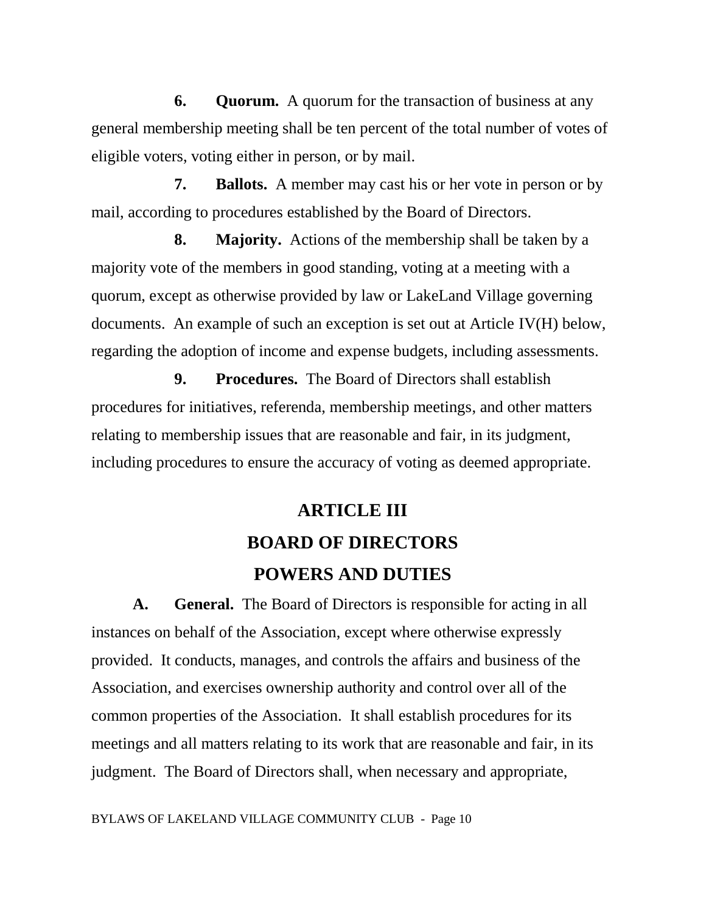**6. Quorum.** A quorum for the transaction of business at any general membership meeting shall be ten percent of the total number of votes of eligible voters, voting either in person, or by mail.

**7. Ballots.** A member may cast his or her vote in person or by mail, according to procedures established by the Board of Directors.

**8. Majority.** Actions of the membership shall be taken by a majority vote of the members in good standing, voting at a meeting with a quorum, except as otherwise provided by law or LakeLand Village governing documents. An example of such an exception is set out at Article IV(H) below, regarding the adoption of income and expense budgets, including assessments.

**9. Procedures.** The Board of Directors shall establish procedures for initiatives, referenda, membership meetings, and other matters relating to membership issues that are reasonable and fair, in its judgment, including procedures to ensure the accuracy of voting as deemed appropriate.

# ARTICLE III
# BOARD OF DIRECTORS
# POWERS AND DUTIES

**A. General.** The Board of Directors is responsible for acting in all instances on behalf of the Association, except where otherwise expressly provided. It conducts, manages, and controls the affairs and business of the Association, and exercises ownership authority and control over all of the common properties of the Association. It shall establish procedures for its meetings and all matters relating to its work that are reasonable and fair, in its judgment. The Board of Directors shall, when necessary and appropriate,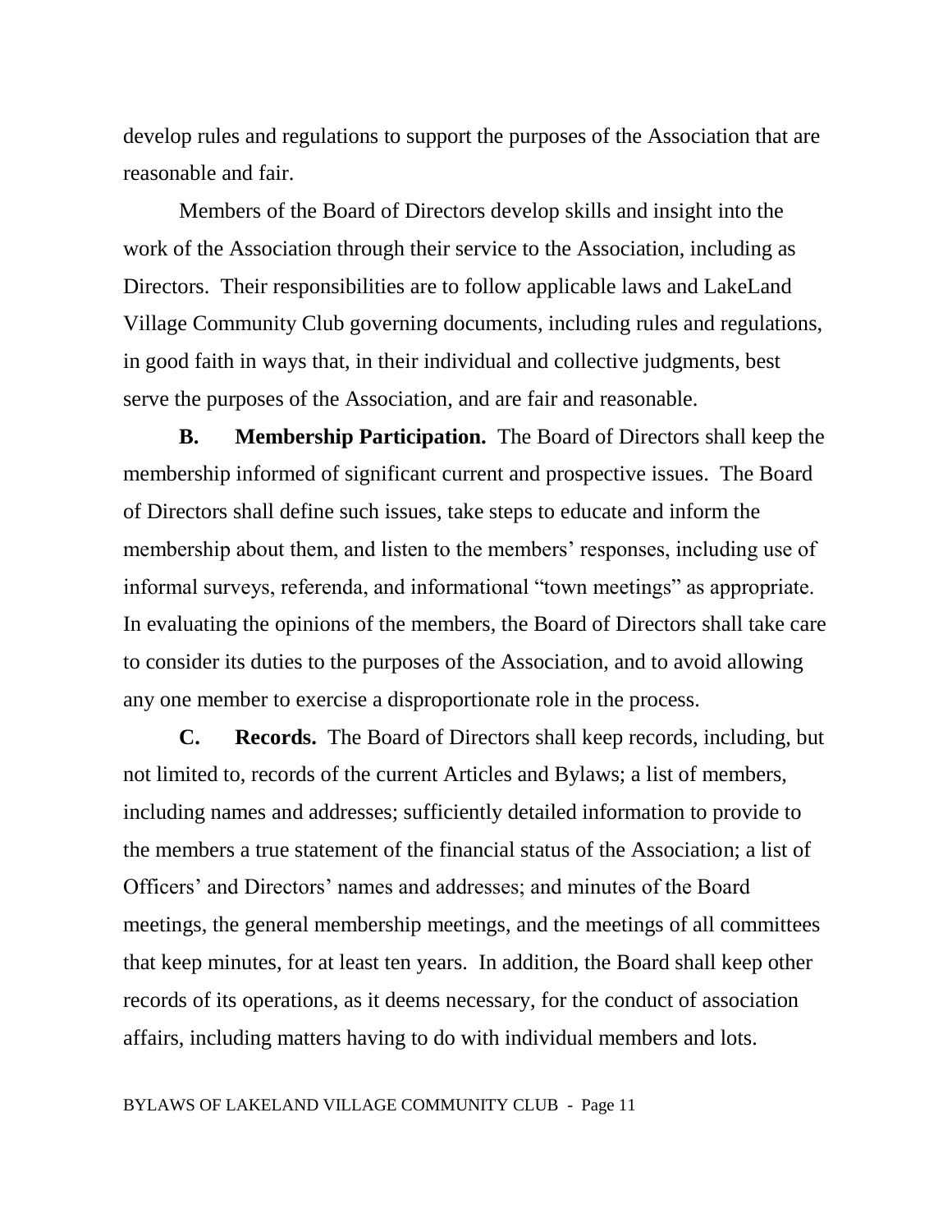develop rules and regulations to support the purposes of the Association that are reasonable and fair.

Members of the Board of Directors develop skills and insight into the work of the Association through their service to the Association, including as Directors. Their responsibilities are to follow applicable laws and LakeLand Village Community Club governing documents, including rules and regulations, in good faith in ways that, in their individual and collective judgments, best serve the purposes of the Association, and are fair and reasonable.

**B. Membership Participation.** The Board of Directors shall keep the membership informed of significant current and prospective issues. The Board of Directors shall define such issues, take steps to educate and inform the membership about them, and listen to the members' responses, including use of informal surveys, referenda, and informational "town meetings" as appropriate. In evaluating the opinions of the members, the Board of Directors shall take care to consider its duties to the purposes of the Association, and to avoid allowing any one member to exercise a disproportionate role in the process.

**C. Records.** The Board of Directors shall keep records, including, but not limited to, records of the current Articles and Bylaws; a list of members, including names and addresses; sufficiently detailed information to provide to the members a true statement of the financial status of the Association; a list of Officers' and Directors' names and addresses; and minutes of the Board meetings, the general membership meetings, and the meetings of all committees that keep minutes, for at least ten years. In addition, the Board shall keep other records of its operations, as it deems necessary, for the conduct of association affairs, including matters having to do with individual members and lots.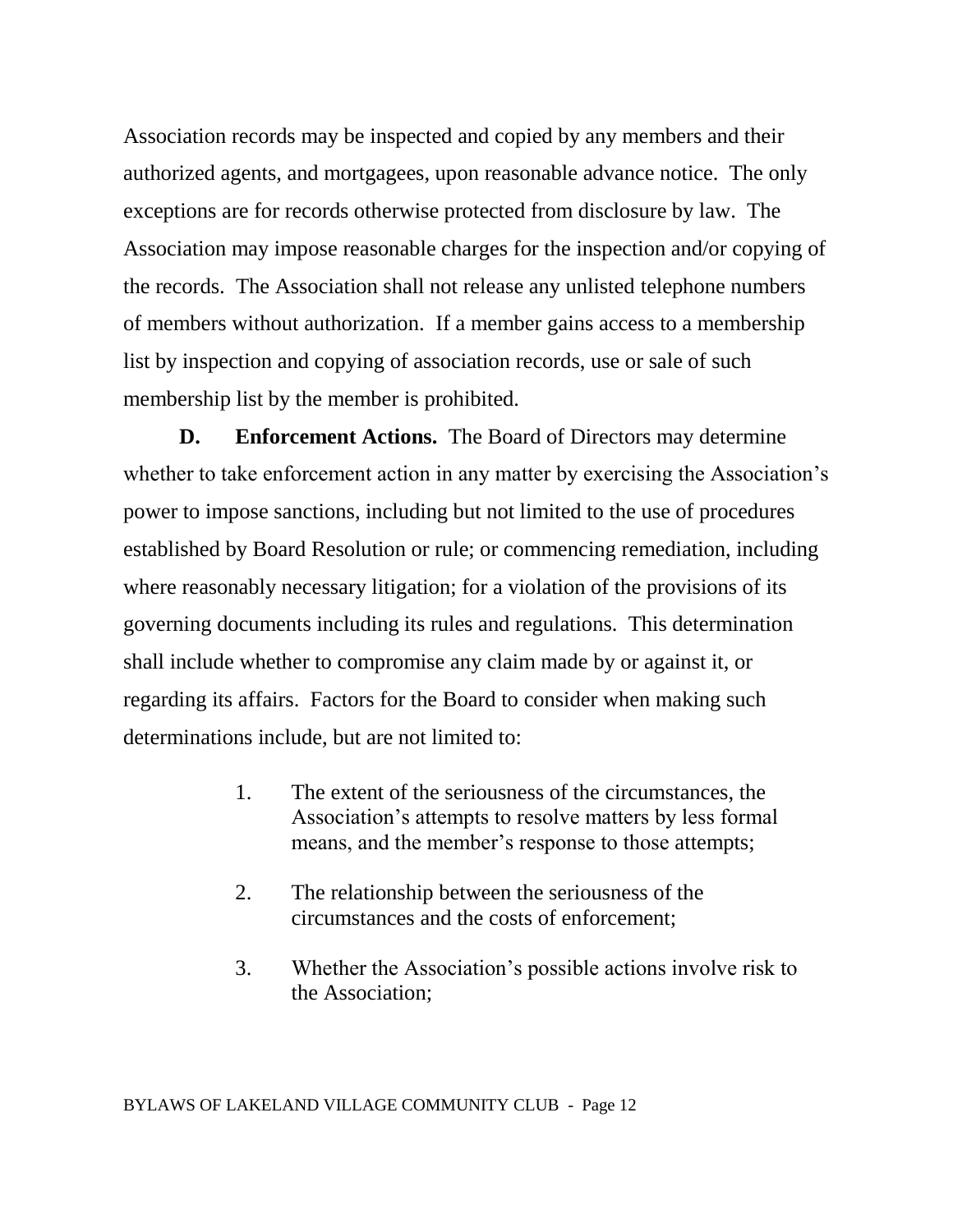Association records may be inspected and copied by any members and their authorized agents, and mortgagees, upon reasonable advance notice. The only exceptions are for records otherwise protected from disclosure by law. The Association may impose reasonable charges for the inspection and/or copying of the records. The Association shall not release any unlisted telephone numbers of members without authorization. If a member gains access to a membership list by inspection and copying of association records, use or sale of such membership list by the member is prohibited.

**D. Enforcement Actions.** The Board of Directors may determine whether to take enforcement action in any matter by exercising the Association's power to impose sanctions, including but not limited to the use of procedures established by Board Resolution or rule; or commencing remediation, including where reasonably necessary litigation; for a violation of the provisions of its governing documents including its rules and regulations. This determination shall include whether to compromise any claim made by or against it, or regarding its affairs. Factors for the Board to consider when making such determinations include, but are not limited to:

1. The extent of the seriousness of the circumstances, the Association's attempts to resolve matters by less formal means, and the member's response to those attempts;

2. The relationship between the seriousness of the circumstances and the costs of enforcement;

3. Whether the Association's possible actions involve risk to the Association;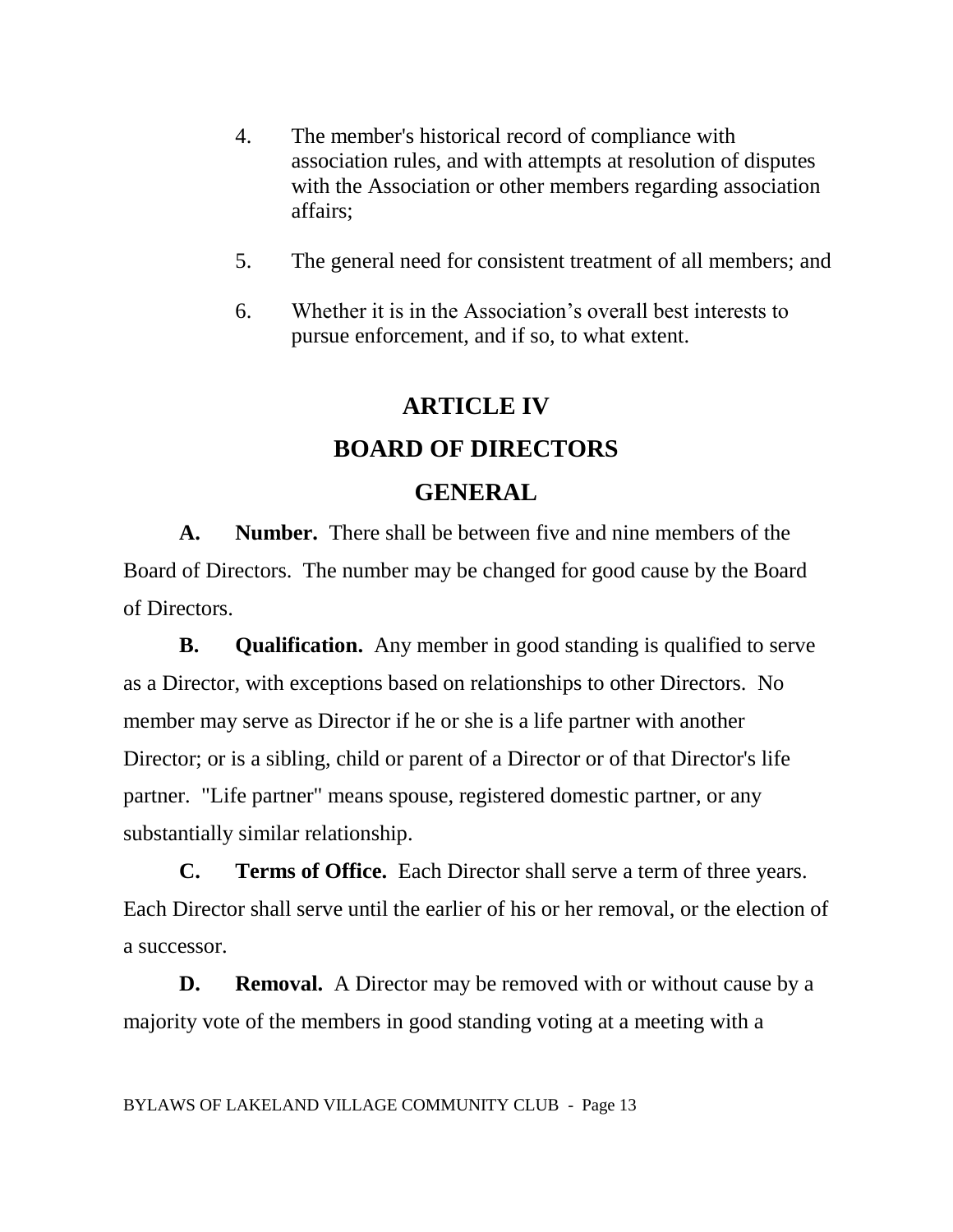4. The member's historical record of compliance with association rules, and with attempts at resolution of disputes with the Association or other members regarding association affairs;

5. The general need for consistent treatment of all members; and

6. Whether it is in the Association's overall best interests to pursue enforcement, and if so, to what extent.

# ARTICLE IV
# BOARD OF DIRECTORS
## GENERAL

**A. Number.** There shall be between five and nine members of the Board of Directors. The number may be changed for good cause by the Board of Directors.

**B. Qualification.** Any member in good standing is qualified to serve as a Director, with exceptions based on relationships to other Directors. No member may serve as Director if he or she is a life partner with another Director; or is a sibling, child or parent of a Director or of that Director's life partner. "Life partner" means spouse, registered domestic partner, or any substantially similar relationship.

**C. Terms of Office.** Each Director shall serve a term of three years. Each Director shall serve until the earlier of his or her removal, or the election of a successor.

**D. Removal.** A Director may be removed with or without cause by a majority vote of the members in good standing voting at a meeting with a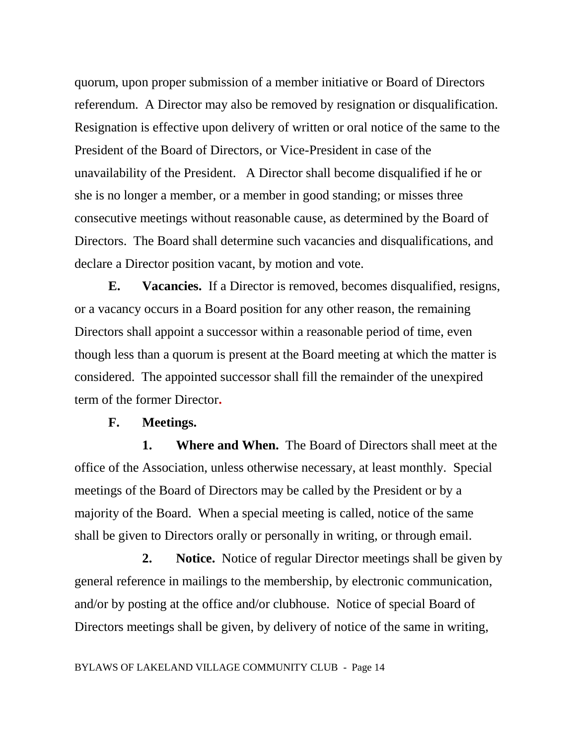quorum, upon proper submission of a member initiative or Board of Directors referendum. A Director may also be removed by resignation or disqualification. Resignation is effective upon delivery of written or oral notice of the same to the President of the Board of Directors, or Vice-President in case of the unavailability of the President. A Director shall become disqualified if he or she is no longer a member, or a member in good standing; or misses three consecutive meetings without reasonable cause, as determined by the Board of Directors. The Board shall determine such vacancies and disqualifications, and declare a Director position vacant, by motion and vote.

**E. Vacancies.** If a Director is removed, becomes disqualified, resigns, or a vacancy occurs in a Board position for any other reason, the remaining Directors shall appoint a successor within a reasonable period of time, even though less than a quorum is present at the Board meeting at which the matter is considered. The appointed successor shall fill the remainder of the unexpired term of the former Director.

**F. Meetings.**

**1. Where and When.** The Board of Directors shall meet at the office of the Association, unless otherwise necessary, at least monthly. Special meetings of the Board of Directors may be called by the President or by a majority of the Board. When a special meeting is called, notice of the same shall be given to Directors orally or personally in writing, or through email.

**2. Notice.** Notice of regular Director meetings shall be given by general reference in mailings to the membership, by electronic communication, and/or by posting at the office and/or clubhouse. Notice of special Board of Directors meetings shall be given, by delivery of notice of the same in writing,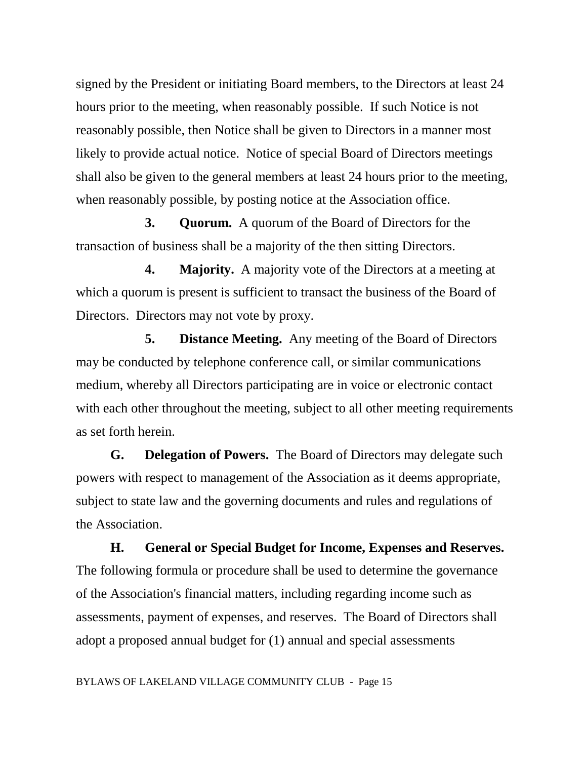signed by the President or initiating Board members, to the Directors at least 24 hours prior to the meeting, when reasonably possible. If such Notice is not reasonably possible, then Notice shall be given to Directors in a manner most likely to provide actual notice. Notice of special Board of Directors meetings shall also be given to the general members at least 24 hours prior to the meeting, when reasonably possible, by posting notice at the Association office.

**3. Quorum.** A quorum of the Board of Directors for the transaction of business shall be a majority of the then sitting Directors.

**4. Majority.** A majority vote of the Directors at a meeting at which a quorum is present is sufficient to transact the business of the Board of Directors. Directors may not vote by proxy.

**5. Distance Meeting.** Any meeting of the Board of Directors may be conducted by telephone conference call, or similar communications medium, whereby all Directors participating are in voice or electronic contact with each other throughout the meeting, subject to all other meeting requirements as set forth herein.

**G. Delegation of Powers.** The Board of Directors may delegate such powers with respect to management of the Association as it deems appropriate, subject to state law and the governing documents and rules and regulations of the Association.

**H. General or Special Budget for Income, Expenses and Reserves.** The following formula or procedure shall be used to determine the governance of the Association's financial matters, including regarding income such as assessments, payment of expenses, and reserves. The Board of Directors shall adopt a proposed annual budget for (1) annual and special assessments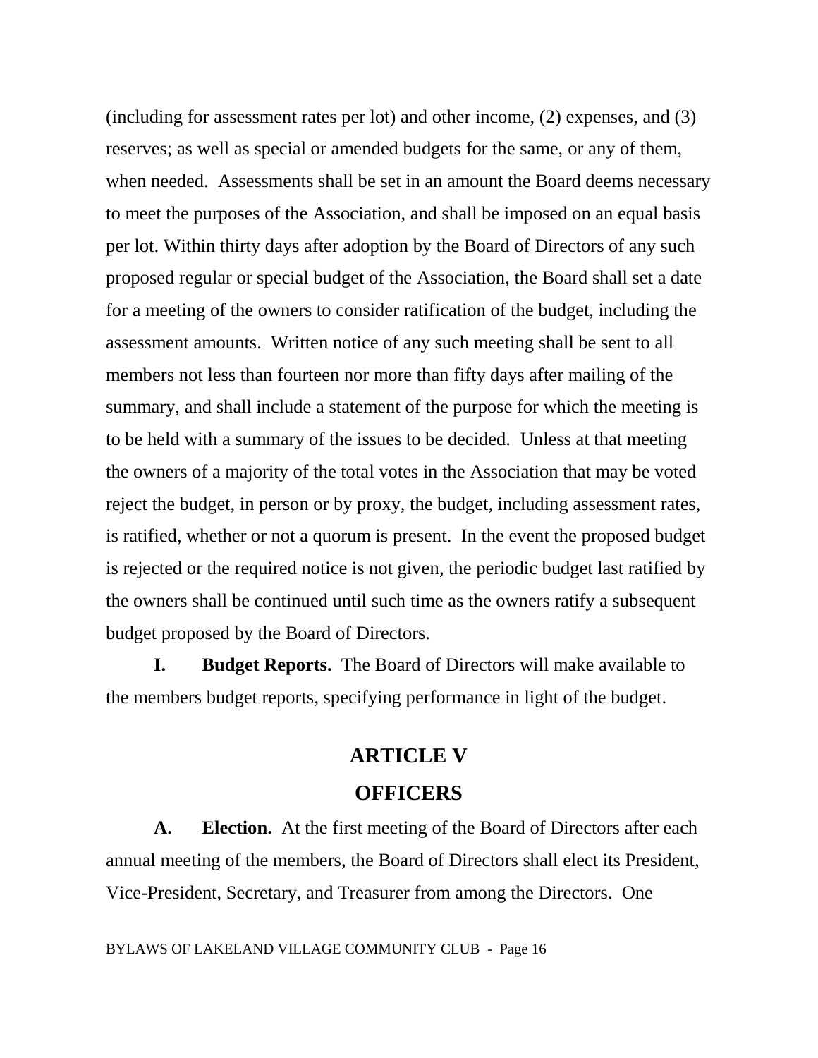(including for assessment rates per lot) and other income, (2) expenses, and (3) reserves; as well as special or amended budgets for the same, or any of them, when needed. Assessments shall be set in an amount the Board deems necessary to meet the purposes of the Association, and shall be imposed on an equal basis per lot. Within thirty days after adoption by the Board of Directors of any such proposed regular or special budget of the Association, the Board shall set a date for a meeting of the owners to consider ratification of the budget, including the assessment amounts. Written notice of any such meeting shall be sent to all members not less than fourteen nor more than fifty days after mailing of the summary, and shall include a statement of the purpose for which the meeting is to be held with a summary of the issues to be decided. Unless at that meeting the owners of a majority of the total votes in the Association that may be voted reject the budget, in person or by proxy, the budget, including assessment rates, is ratified, whether or not a quorum is present. In the event the proposed budget is rejected or the required notice is not given, the periodic budget last ratified by the owners shall be continued until such time as the owners ratify a subsequent budget proposed by the Board of Directors.

**I. Budget Reports.** The Board of Directors will make available to the members budget reports, specifying performance in light of the budget.

## ARTICLE V

## OFFICERS

**A. Election.** At the first meeting of the Board of Directors after each annual meeting of the members, the Board of Directors shall elect its President, Vice-President, Secretary, and Treasurer from among the Directors. One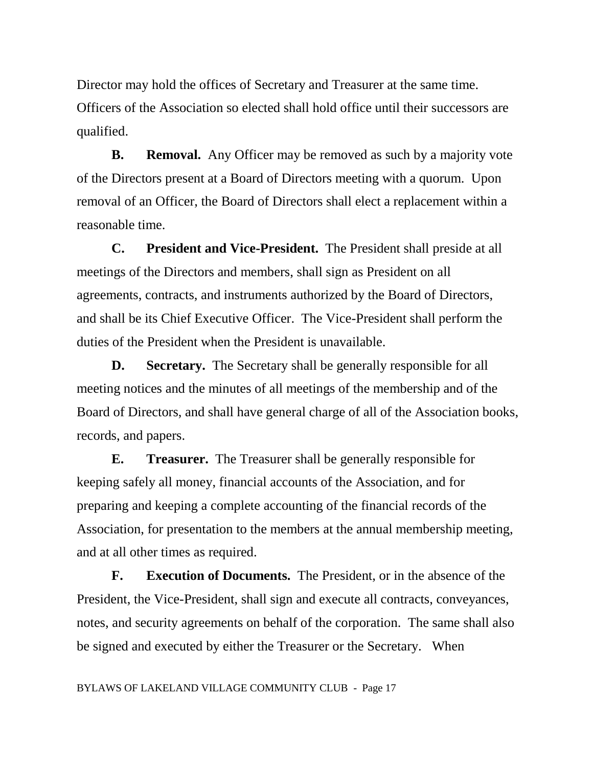Director may hold the offices of Secretary and Treasurer at the same time. Officers of the Association so elected shall hold office until their successors are qualified.

**B. Removal.** Any Officer may be removed as such by a majority vote of the Directors present at a Board of Directors meeting with a quorum. Upon removal of an Officer, the Board of Directors shall elect a replacement within a reasonable time.

**C. President and Vice-President.** The President shall preside at all meetings of the Directors and members, shall sign as President on all agreements, contracts, and instruments authorized by the Board of Directors, and shall be its Chief Executive Officer. The Vice-President shall perform the duties of the President when the President is unavailable.

**D. Secretary.** The Secretary shall be generally responsible for all meeting notices and the minutes of all meetings of the membership and of the Board of Directors, and shall have general charge of all of the Association books, records, and papers.

**E. Treasurer.** The Treasurer shall be generally responsible for keeping safely all money, financial accounts of the Association, and for preparing and keeping a complete accounting of the financial records of the Association, for presentation to the members at the annual membership meeting, and at all other times as required.

**F. Execution of Documents.** The President, or in the absence of the President, the Vice-President, shall sign and execute all contracts, conveyances, notes, and security agreements on behalf of the corporation. The same shall also be signed and executed by either the Treasurer or the Secretary. When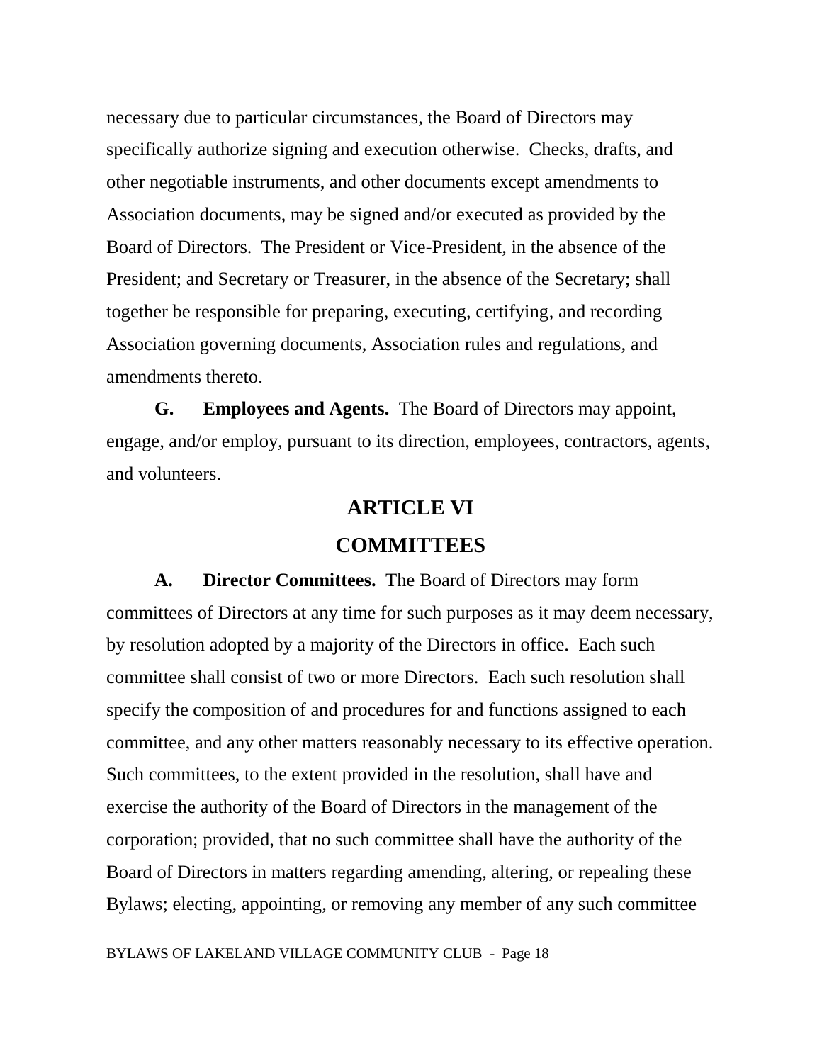necessary due to particular circumstances, the Board of Directors may specifically authorize signing and execution otherwise. Checks, drafts, and other negotiable instruments, and other documents except amendments to Association documents, may be signed and/or executed as provided by the Board of Directors. The President or Vice-President, in the absence of the President; and Secretary or Treasurer, in the absence of the Secretary; shall together be responsible for preparing, executing, certifying, and recording Association governing documents, Association rules and regulations, and amendments thereto.

**G. Employees and Agents.** The Board of Directors may appoint, engage, and/or employ, pursuant to its direction, employees, contractors, agents, and volunteers.

## ARTICLE VI

## COMMITTEES

**A. Director Committees.** The Board of Directors may form committees of Directors at any time for such purposes as it may deem necessary, by resolution adopted by a majority of the Directors in office. Each such committee shall consist of two or more Directors. Each such resolution shall specify the composition of and procedures for and functions assigned to each committee, and any other matters reasonably necessary to its effective operation. Such committees, to the extent provided in the resolution, shall have and exercise the authority of the Board of Directors in the management of the corporation; provided, that no such committee shall have the authority of the Board of Directors in matters regarding amending, altering, or repealing these Bylaws; electing, appointing, or removing any member of any such committee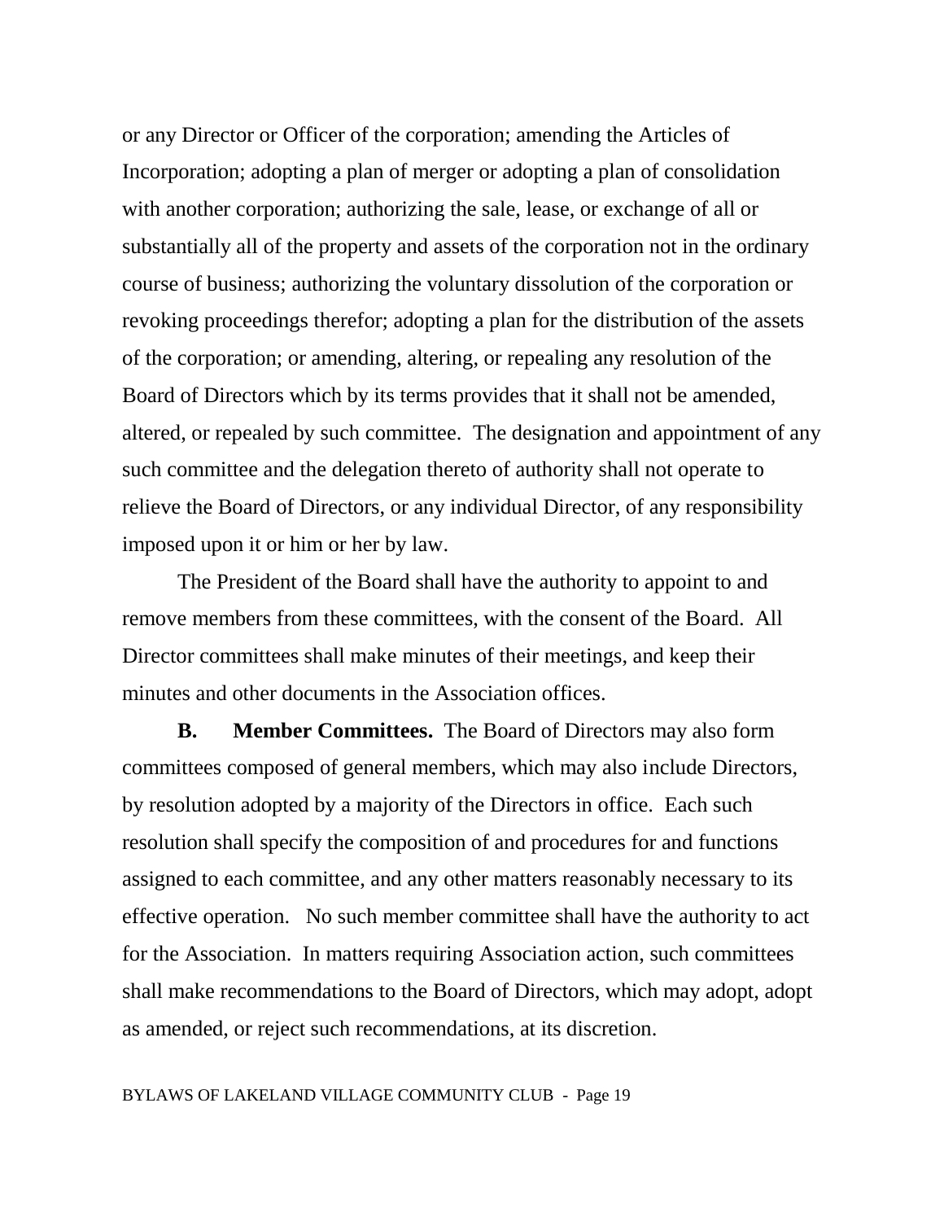or any Director or Officer of the corporation; amending the Articles of Incorporation; adopting a plan of merger or adopting a plan of consolidation with another corporation; authorizing the sale, lease, or exchange of all or substantially all of the property and assets of the corporation not in the ordinary course of business; authorizing the voluntary dissolution of the corporation or revoking proceedings therefor; adopting a plan for the distribution of the assets of the corporation; or amending, altering, or repealing any resolution of the Board of Directors which by its terms provides that it shall not be amended, altered, or repealed by such committee. The designation and appointment of any such committee and the delegation thereto of authority shall not operate to relieve the Board of Directors, or any individual Director, of any responsibility imposed upon it or him or her by law.

The President of the Board shall have the authority to appoint to and remove members from these committees, with the consent of the Board. All Director committees shall make minutes of their meetings, and keep their minutes and other documents in the Association offices.

**B. Member Committees.** The Board of Directors may also form committees composed of general members, which may also include Directors, by resolution adopted by a majority of the Directors in office. Each such resolution shall specify the composition of and procedures for and functions assigned to each committee, and any other matters reasonably necessary to its effective operation. No such member committee shall have the authority to act for the Association. In matters requiring Association action, such committees shall make recommendations to the Board of Directors, which may adopt, adopt as amended, or reject such recommendations, at its discretion.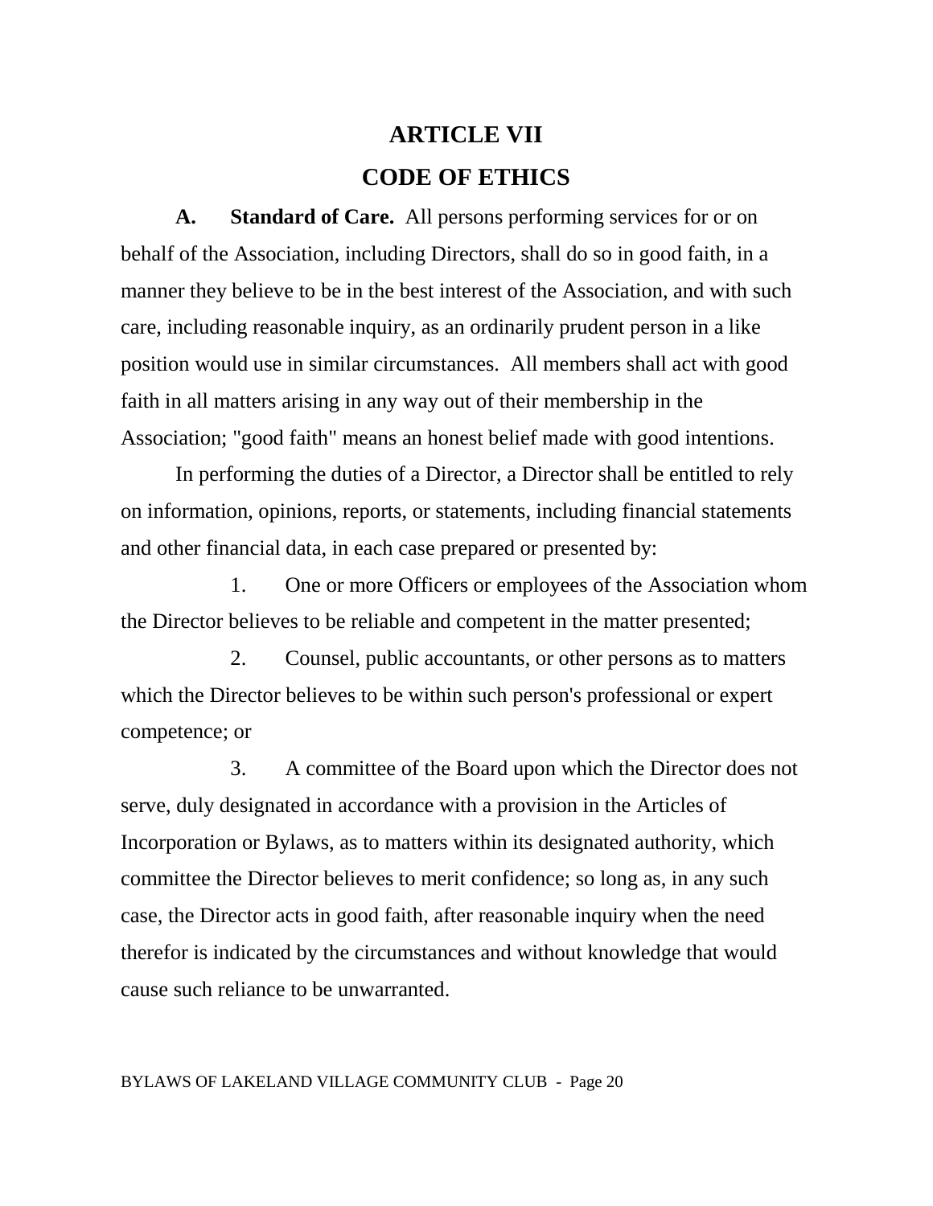# ARTICLE VII

# CODE OF ETHICS

**A. Standard of Care.** All persons performing services for or on behalf of the Association, including Directors, shall do so in good faith, in a manner they believe to be in the best interest of the Association, and with such care, including reasonable inquiry, as an ordinarily prudent person in a like position would use in similar circumstances. All members shall act with good faith in all matters arising in any way out of their membership in the Association; "good faith" means an honest belief made with good intentions.

In performing the duties of a Director, a Director shall be entitled to rely on information, opinions, reports, or statements, including financial statements and other financial data, in each case prepared or presented by:

1. One or more Officers or employees of the Association whom the Director believes to be reliable and competent in the matter presented;

2. Counsel, public accountants, or other persons as to matters which the Director believes to be within such person's professional or expert competence; or

3. A committee of the Board upon which the Director does not serve, duly designated in accordance with a provision in the Articles of Incorporation or Bylaws, as to matters within its designated authority, which committee the Director believes to merit confidence; so long as, in any such case, the Director acts in good faith, after reasonable inquiry when the need therefor is indicated by the circumstances and without knowledge that would cause such reliance to be unwarranted.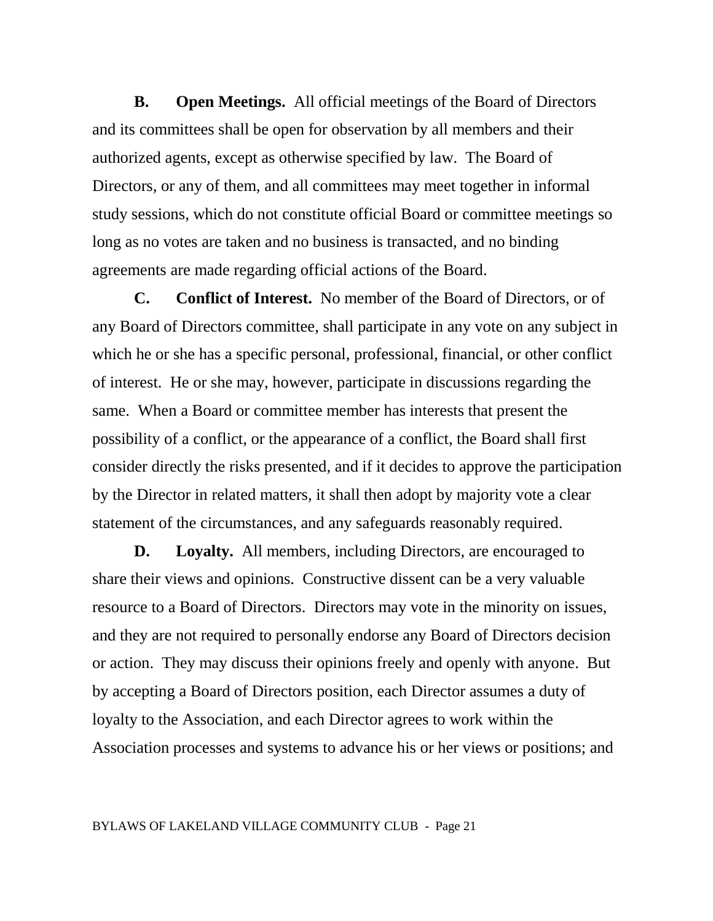**B. Open Meetings.** All official meetings of the Board of Directors and its committees shall be open for observation by all members and their authorized agents, except as otherwise specified by law. The Board of Directors, or any of them, and all committees may meet together in informal study sessions, which do not constitute official Board or committee meetings so long as no votes are taken and no business is transacted, and no binding agreements are made regarding official actions of the Board.

**C. Conflict of Interest.** No member of the Board of Directors, or of any Board of Directors committee, shall participate in any vote on any subject in which he or she has a specific personal, professional, financial, or other conflict of interest. He or she may, however, participate in discussions regarding the same. When a Board or committee member has interests that present the possibility of a conflict, or the appearance of a conflict, the Board shall first consider directly the risks presented, and if it decides to approve the participation by the Director in related matters, it shall then adopt by majority vote a clear statement of the circumstances, and any safeguards reasonably required.

**D. Loyalty.** All members, including Directors, are encouraged to share their views and opinions. Constructive dissent can be a very valuable resource to a Board of Directors. Directors may vote in the minority on issues, and they are not required to personally endorse any Board of Directors decision or action. They may discuss their opinions freely and openly with anyone. But by accepting a Board of Directors position, each Director assumes a duty of loyalty to the Association, and each Director agrees to work within the Association processes and systems to advance his or her views or positions; and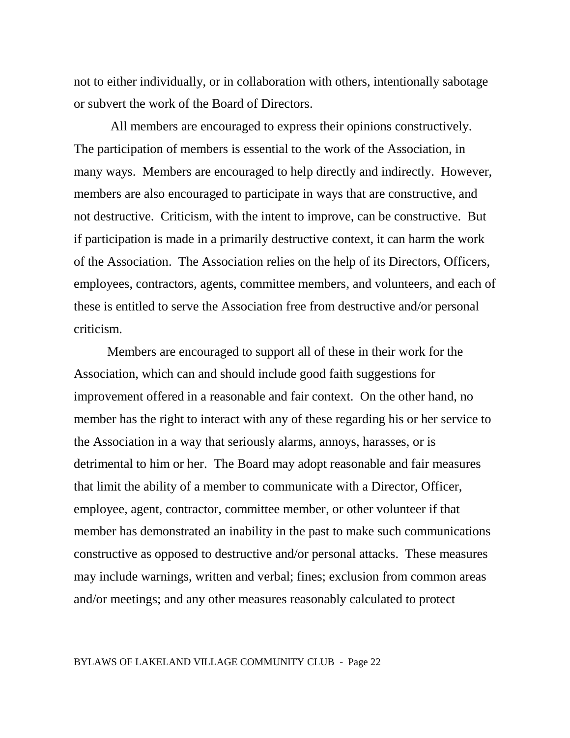not to either individually, or in collaboration with others, intentionally sabotage or subvert the work of the Board of Directors.

All members are encouraged to express their opinions constructively. The participation of members is essential to the work of the Association, in many ways. Members are encouraged to help directly and indirectly. However, members are also encouraged to participate in ways that are constructive, and not destructive. Criticism, with the intent to improve, can be constructive. But if participation is made in a primarily destructive context, it can harm the work of the Association. The Association relies on the help of its Directors, Officers, employees, contractors, agents, committee members, and volunteers, and each of these is entitled to serve the Association free from destructive and/or personal criticism.

Members are encouraged to support all of these in their work for the Association, which can and should include good faith suggestions for improvement offered in a reasonable and fair context. On the other hand, no member has the right to interact with any of these regarding his or her service to the Association in a way that seriously alarms, annoys, harasses, or is detrimental to him or her. The Board may adopt reasonable and fair measures that limit the ability of a member to communicate with a Director, Officer, employee, agent, contractor, committee member, or other volunteer if that member has demonstrated an inability in the past to make such communications constructive as opposed to destructive and/or personal attacks. These measures may include warnings, written and verbal; fines; exclusion from common areas and/or meetings; and any other measures reasonably calculated to protect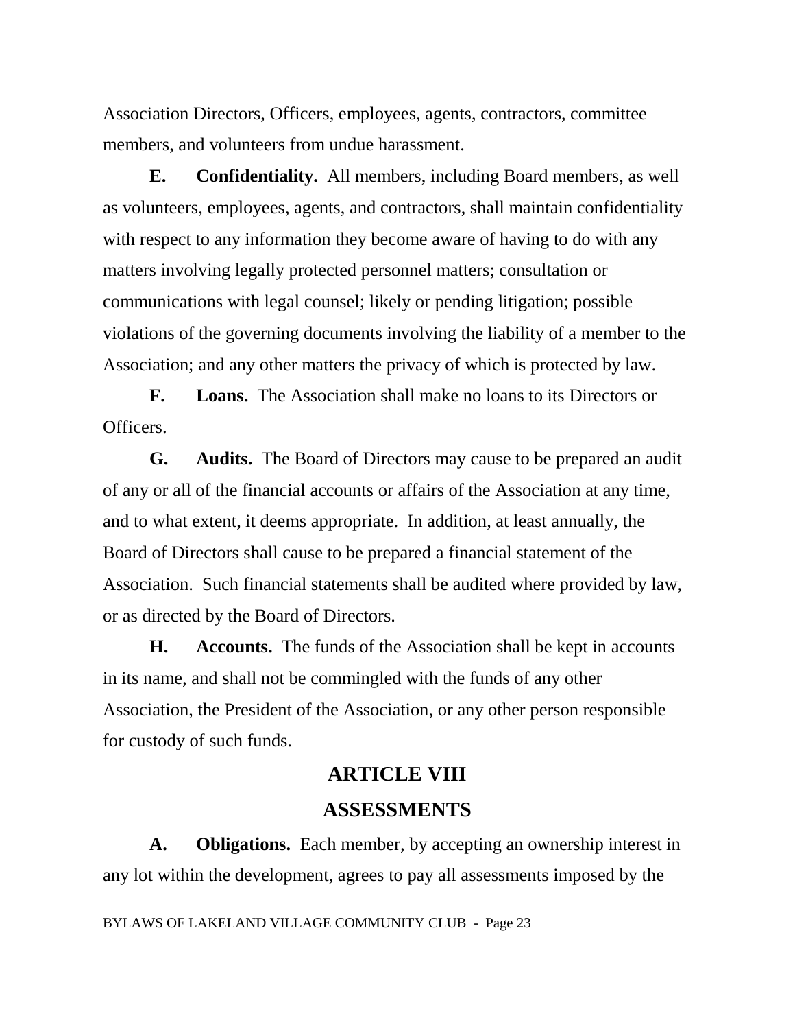Association Directors, Officers, employees, agents, contractors, committee members, and volunteers from undue harassment.

**E. Confidentiality.** All members, including Board members, as well as volunteers, employees, agents, and contractors, shall maintain confidentiality with respect to any information they become aware of having to do with any matters involving legally protected personnel matters; consultation or communications with legal counsel; likely or pending litigation; possible violations of the governing documents involving the liability of a member to the Association; and any other matters the privacy of which is protected by law.

**F. Loans.** The Association shall make no loans to its Directors or Officers.

**G. Audits.** The Board of Directors may cause to be prepared an audit of any or all of the financial accounts or affairs of the Association at any time, and to what extent, it deems appropriate. In addition, at least annually, the Board of Directors shall cause to be prepared a financial statement of the Association. Such financial statements shall be audited where provided by law, or as directed by the Board of Directors.

**H. Accounts.** The funds of the Association shall be kept in accounts in its name, and shall not be commingled with the funds of any other Association, the President of the Association, or any other person responsible for custody of such funds.

## ARTICLE VIII

## ASSESSMENTS

**A. Obligations.** Each member, by accepting an ownership interest in any lot within the development, agrees to pay all assessments imposed by the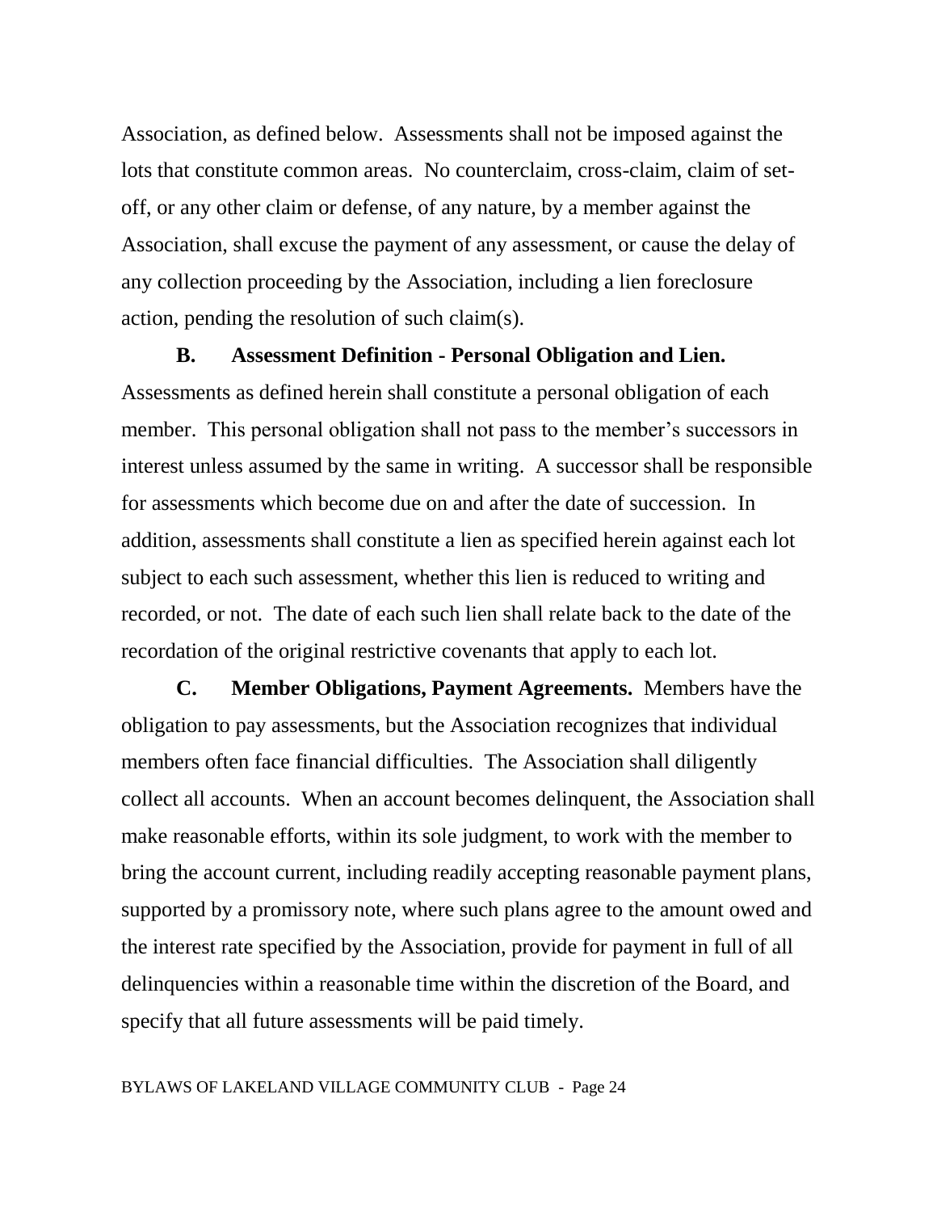Association, as defined below. Assessments shall not be imposed against the lots that constitute common areas. No counterclaim, cross-claim, claim of set-off, or any other claim or defense, of any nature, by a member against the Association, shall excuse the payment of any assessment, or cause the delay of any collection proceeding by the Association, including a lien foreclosure action, pending the resolution of such claim(s).

**B. Assessment Definition - Personal Obligation and Lien.** Assessments as defined herein shall constitute a personal obligation of each member. This personal obligation shall not pass to the member's successors in interest unless assumed by the same in writing. A successor shall be responsible for assessments which become due on and after the date of succession. In addition, assessments shall constitute a lien as specified herein against each lot subject to each such assessment, whether this lien is reduced to writing and recorded, or not. The date of each such lien shall relate back to the date of the recordation of the original restrictive covenants that apply to each lot.

**C. Member Obligations, Payment Agreements.** Members have the obligation to pay assessments, but the Association recognizes that individual members often face financial difficulties. The Association shall diligently collect all accounts. When an account becomes delinquent, the Association shall make reasonable efforts, within its sole judgment, to work with the member to bring the account current, including readily accepting reasonable payment plans, supported by a promissory note, where such plans agree to the amount owed and the interest rate specified by the Association, provide for payment in full of all delinquencies within a reasonable time within the discretion of the Board, and specify that all future assessments will be paid timely.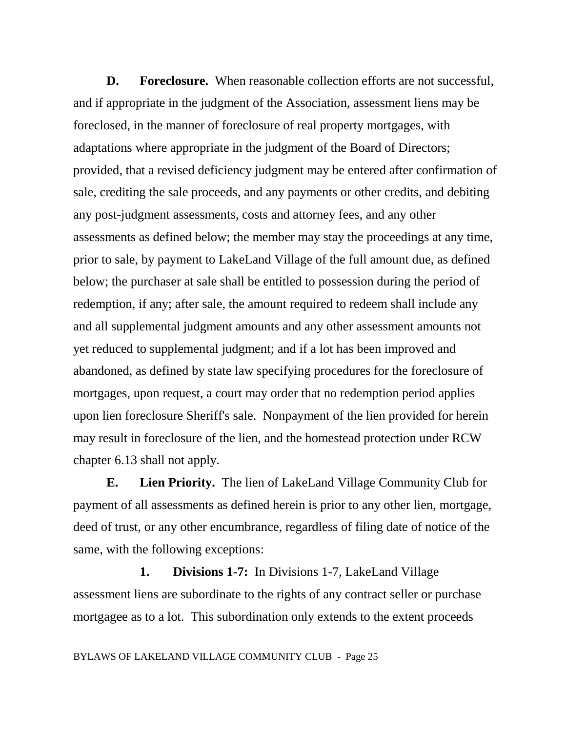**D. Foreclosure.** When reasonable collection efforts are not successful, and if appropriate in the judgment of the Association, assessment liens may be foreclosed, in the manner of foreclosure of real property mortgages, with adaptations where appropriate in the judgment of the Board of Directors; provided, that a revised deficiency judgment may be entered after confirmation of sale, crediting the sale proceeds, and any payments or other credits, and debiting any post-judgment assessments, costs and attorney fees, and any other assessments as defined below; the member may stay the proceedings at any time, prior to sale, by payment to LakeLand Village of the full amount due, as defined below; the purchaser at sale shall be entitled to possession during the period of redemption, if any; after sale, the amount required to redeem shall include any and all supplemental judgment amounts and any other assessment amounts not yet reduced to supplemental judgment; and if a lot has been improved and abandoned, as defined by state law specifying procedures for the foreclosure of mortgages, upon request, a court may order that no redemption period applies upon lien foreclosure Sheriff's sale. Nonpayment of the lien provided for herein may result in foreclosure of the lien, and the homestead protection under RCW chapter 6.13 shall not apply.

**E. Lien Priority.** The lien of LakeLand Village Community Club for payment of all assessments as defined herein is prior to any other lien, mortgage, deed of trust, or any other encumbrance, regardless of filing date of notice of the same, with the following exceptions:

**1. Divisions 1-7:** In Divisions 1-7, LakeLand Village assessment liens are subordinate to the rights of any contract seller or purchase mortgagee as to a lot. This subordination only extends to the extent proceeds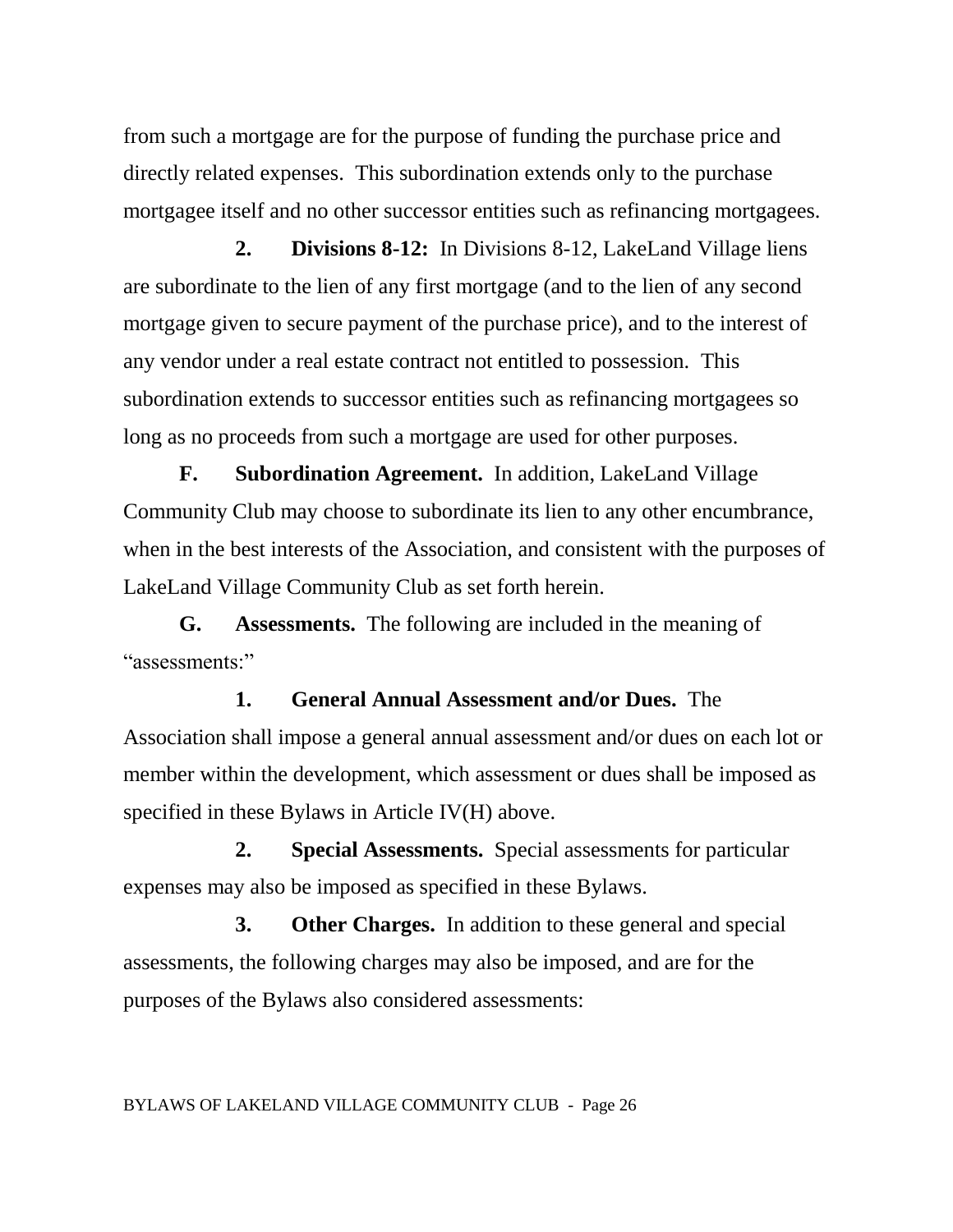from such a mortgage are for the purpose of funding the purchase price and directly related expenses. This subordination extends only to the purchase mortgagee itself and no other successor entities such as refinancing mortgagees.

**2. Divisions 8-12:** In Divisions 8-12, LakeLand Village liens are subordinate to the lien of any first mortgage (and to the lien of any second mortgage given to secure payment of the purchase price), and to the interest of any vendor under a real estate contract not entitled to possession. This subordination extends to successor entities such as refinancing mortgagees so long as no proceeds from such a mortgage are used for other purposes.

**F. Subordination Agreement.** In addition, LakeLand Village Community Club may choose to subordinate its lien to any other encumbrance, when in the best interests of the Association, and consistent with the purposes of LakeLand Village Community Club as set forth herein.

**G. Assessments.** The following are included in the meaning of "assessments:"

**1. General Annual Assessment and/or Dues.** The Association shall impose a general annual assessment and/or dues on each lot or member within the development, which assessment or dues shall be imposed as specified in these Bylaws in Article IV(H) above.

**2. Special Assessments.** Special assessments for particular expenses may also be imposed as specified in these Bylaws.

**3. Other Charges.** In addition to these general and special assessments, the following charges may also be imposed, and are for the purposes of the Bylaws also considered assessments: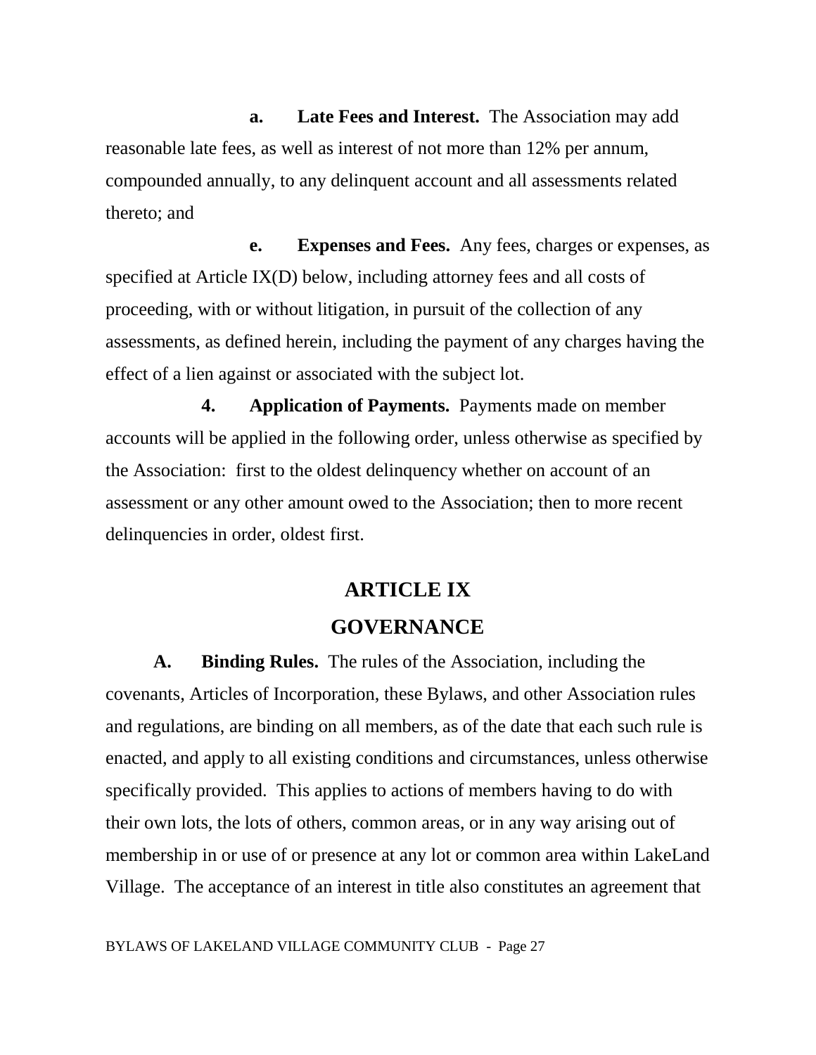**a. Late Fees and Interest.** The Association may add reasonable late fees, as well as interest of not more than 12% per annum, compounded annually, to any delinquent account and all assessments related thereto; and

**e. Expenses and Fees.** Any fees, charges or expenses, as specified at Article IX(D) below, including attorney fees and all costs of proceeding, with or without litigation, in pursuit of the collection of any assessments, as defined herein, including the payment of any charges having the effect of a lien against or associated with the subject lot.

**4. Application of Payments.** Payments made on member accounts will be applied in the following order, unless otherwise as specified by the Association: first to the oldest delinquency whether on account of an assessment or any other amount owed to the Association; then to more recent delinquencies in order, oldest first.

# ARTICLE IX

# GOVERNANCE

**A. Binding Rules.** The rules of the Association, including the covenants, Articles of Incorporation, these Bylaws, and other Association rules and regulations, are binding on all members, as of the date that each such rule is enacted, and apply to all existing conditions and circumstances, unless otherwise specifically provided. This applies to actions of members having to do with their own lots, the lots of others, common areas, or in any way arising out of membership in or use of or presence at any lot or common area within LakeLand Village. The acceptance of an interest in title also constitutes an agreement that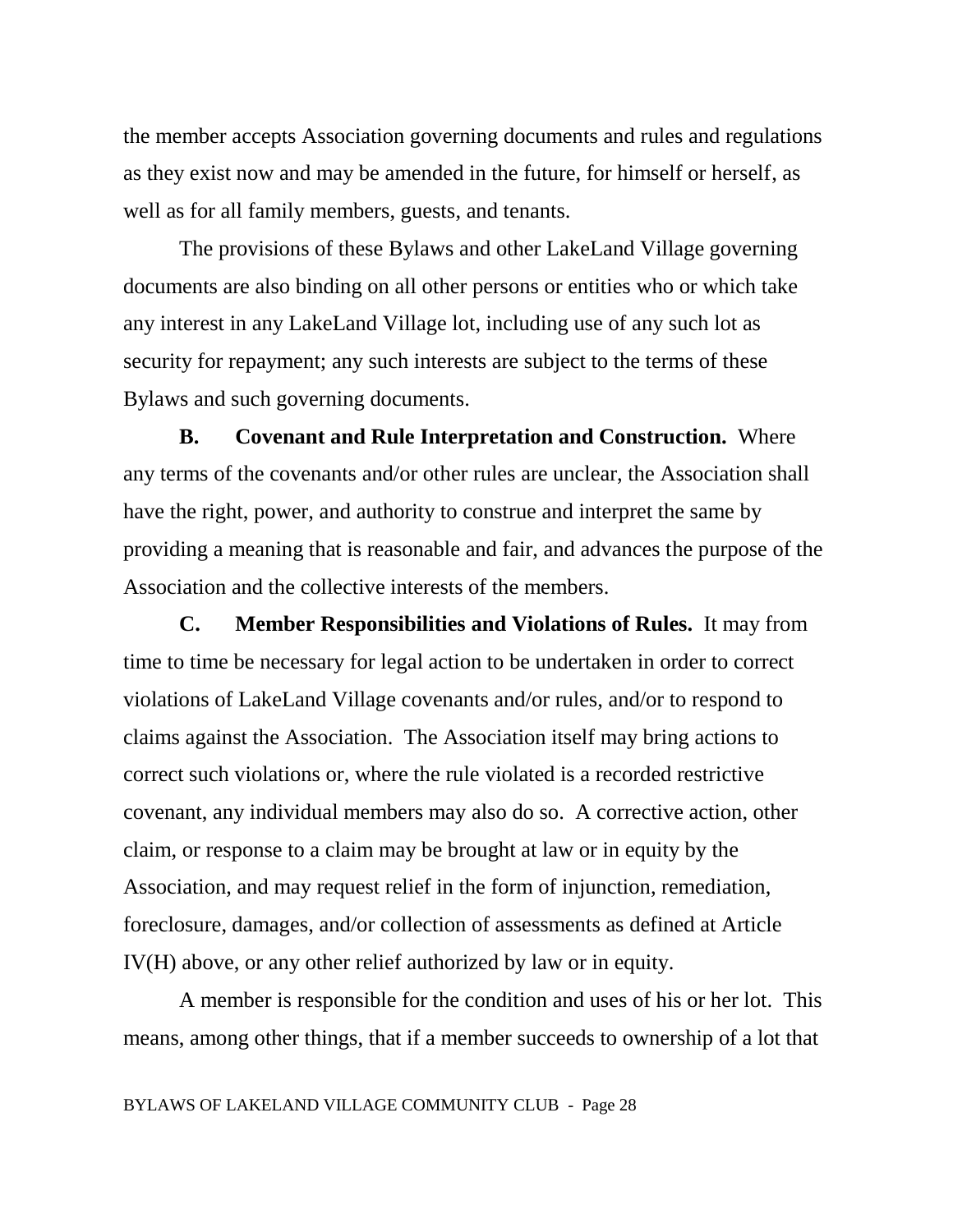the member accepts Association governing documents and rules and regulations as they exist now and may be amended in the future, for himself or herself, as well as for all family members, guests, and tenants.

The provisions of these Bylaws and other LakeLand Village governing documents are also binding on all other persons or entities who or which take any interest in any LakeLand Village lot, including use of any such lot as security for repayment; any such interests are subject to the terms of these Bylaws and such governing documents.

**B. Covenant and Rule Interpretation and Construction.** Where any terms of the covenants and/or other rules are unclear, the Association shall have the right, power, and authority to construe and interpret the same by providing a meaning that is reasonable and fair, and advances the purpose of the Association and the collective interests of the members.

**C. Member Responsibilities and Violations of Rules.** It may from time to time be necessary for legal action to be undertaken in order to correct violations of LakeLand Village covenants and/or rules, and/or to respond to claims against the Association. The Association itself may bring actions to correct such violations or, where the rule violated is a recorded restrictive covenant, any individual members may also do so. A corrective action, other claim, or response to a claim may be brought at law or in equity by the Association, and may request relief in the form of injunction, remediation, foreclosure, damages, and/or collection of assessments as defined at Article IV(H) above, or any other relief authorized by law or in equity.

A member is responsible for the condition and uses of his or her lot. This means, among other things, that if a member succeeds to ownership of a lot that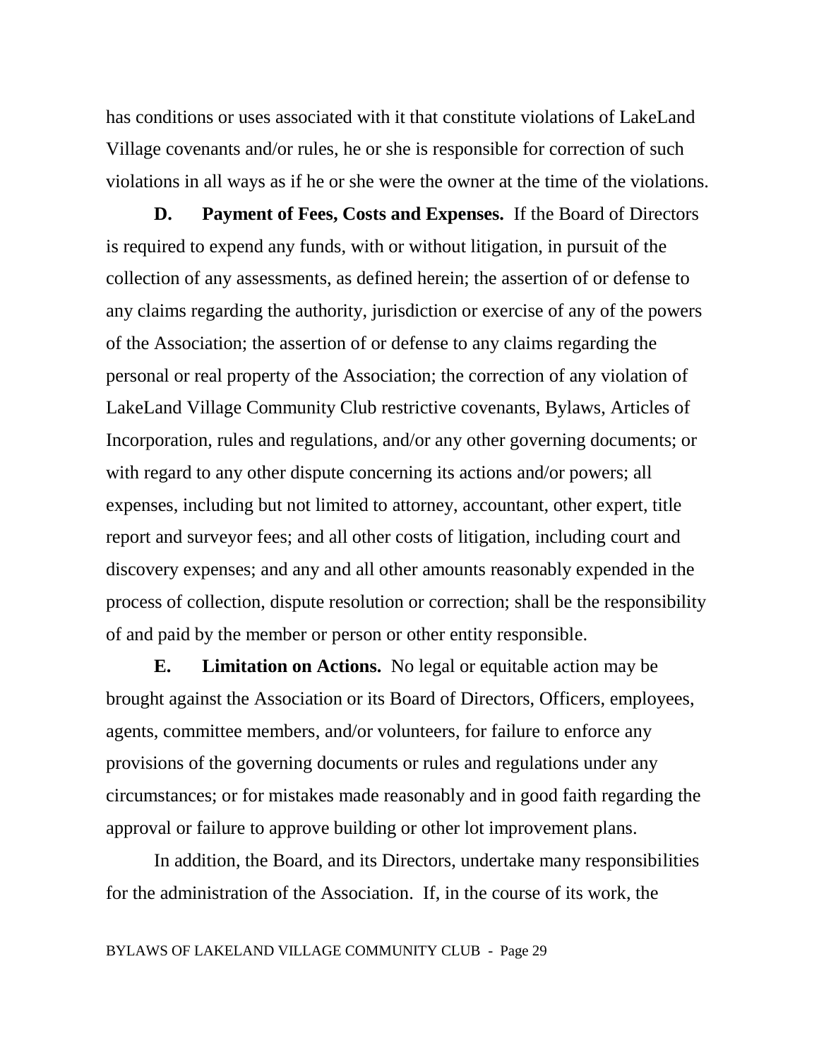has conditions or uses associated with it that constitute violations of LakeLand Village covenants and/or rules, he or she is responsible for correction of such violations in all ways as if he or she were the owner at the time of the violations.

**D. Payment of Fees, Costs and Expenses.** If the Board of Directors is required to expend any funds, with or without litigation, in pursuit of the collection of any assessments, as defined herein; the assertion of or defense to any claims regarding the authority, jurisdiction or exercise of any of the powers of the Association; the assertion of or defense to any claims regarding the personal or real property of the Association; the correction of any violation of LakeLand Village Community Club restrictive covenants, Bylaws, Articles of Incorporation, rules and regulations, and/or any other governing documents; or with regard to any other dispute concerning its actions and/or powers; all expenses, including but not limited to attorney, accountant, other expert, title report and surveyor fees; and all other costs of litigation, including court and discovery expenses; and any and all other amounts reasonably expended in the process of collection, dispute resolution or correction; shall be the responsibility of and paid by the member or person or other entity responsible.

**E. Limitation on Actions.** No legal or equitable action may be brought against the Association or its Board of Directors, Officers, employees, agents, committee members, and/or volunteers, for failure to enforce any provisions of the governing documents or rules and regulations under any circumstances; or for mistakes made reasonably and in good faith regarding the approval or failure to approve building or other lot improvement plans.

In addition, the Board, and its Directors, undertake many responsibilities for the administration of the Association. If, in the course of its work, the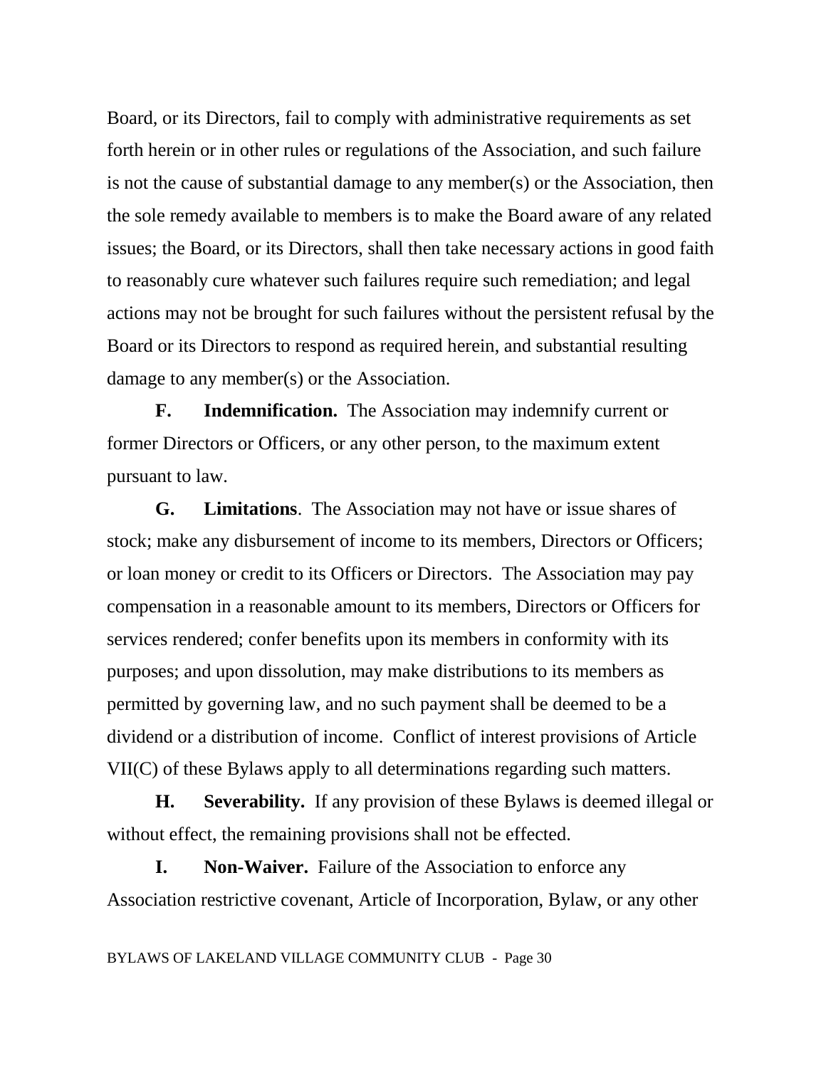Board, or its Directors, fail to comply with administrative requirements as set forth herein or in other rules or regulations of the Association, and such failure is not the cause of substantial damage to any member(s) or the Association, then the sole remedy available to members is to make the Board aware of any related issues; the Board, or its Directors, shall then take necessary actions in good faith to reasonably cure whatever such failures require such remediation; and legal actions may not be brought for such failures without the persistent refusal by the Board or its Directors to respond as required herein, and substantial resulting damage to any member(s) or the Association.

**F. Indemnification.** The Association may indemnify current or former Directors or Officers, or any other person, to the maximum extent pursuant to law.

**G. Limitations**. The Association may not have or issue shares of stock; make any disbursement of income to its members, Directors or Officers; or loan money or credit to its Officers or Directors. The Association may pay compensation in a reasonable amount to its members, Directors or Officers for services rendered; confer benefits upon its members in conformity with its purposes; and upon dissolution, may make distributions to its members as permitted by governing law, and no such payment shall be deemed to be a dividend or a distribution of income. Conflict of interest provisions of Article VII(C) of these Bylaws apply to all determinations regarding such matters.

**H. Severability.** If any provision of these Bylaws is deemed illegal or without effect, the remaining provisions shall not be effected.

**I. Non-Waiver.** Failure of the Association to enforce any Association restrictive covenant, Article of Incorporation, Bylaw, or any other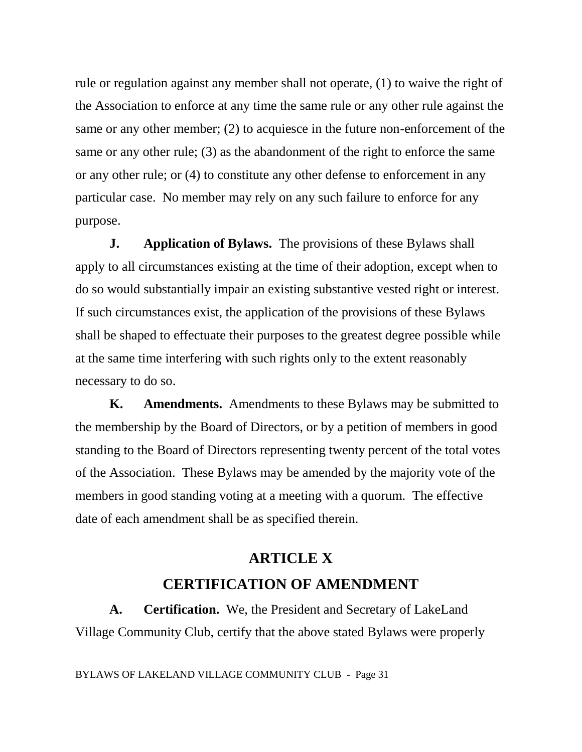rule or regulation against any member shall not operate, (1) to waive the right of the Association to enforce at any time the same rule or any other rule against the same or any other member; (2) to acquiesce in the future non-enforcement of the same or any other rule; (3) as the abandonment of the right to enforce the same or any other rule; or (4) to constitute any other defense to enforcement in any particular case. No member may rely on any such failure to enforce for any purpose.

**J. Application of Bylaws.** The provisions of these Bylaws shall apply to all circumstances existing at the time of their adoption, except when to do so would substantially impair an existing substantive vested right or interest. If such circumstances exist, the application of the provisions of these Bylaws shall be shaped to effectuate their purposes to the greatest degree possible while at the same time interfering with such rights only to the extent reasonably necessary to do so.

**K. Amendments.** Amendments to these Bylaws may be submitted to the membership by the Board of Directors, or by a petition of members in good standing to the Board of Directors representing twenty percent of the total votes of the Association. These Bylaws may be amended by the majority vote of the members in good standing voting at a meeting with a quorum. The effective date of each amendment shall be as specified therein.

## ARTICLE X
## CERTIFICATION OF AMENDMENT

**A. Certification.** We, the President and Secretary of LakeLand Village Community Club, certify that the above stated Bylaws were properly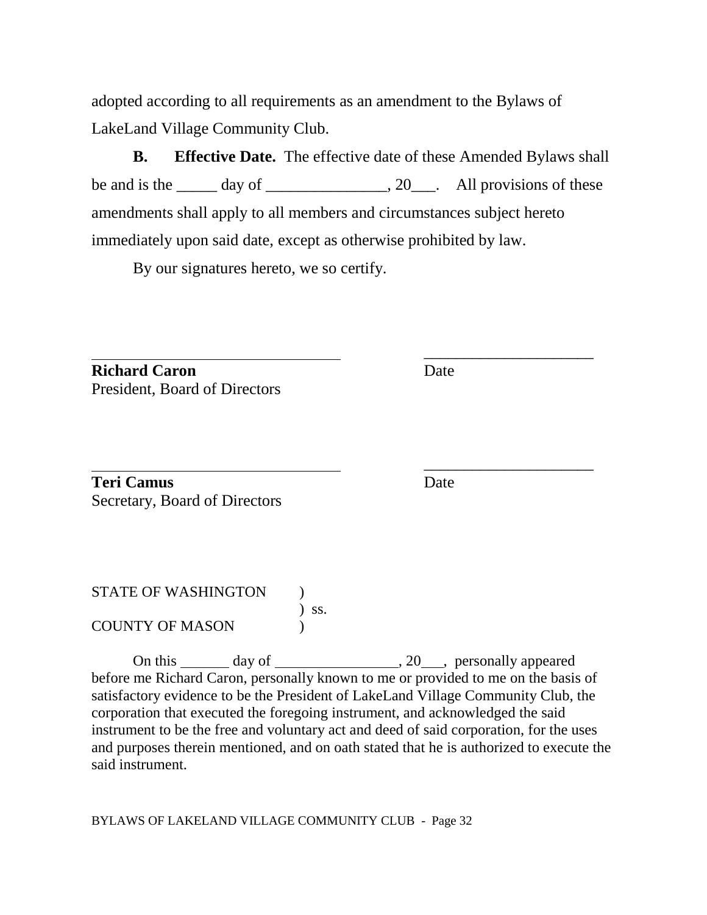adopted according to all requirements as an amendment to the Bylaws of LakeLand Village Community Club.

**B. Effective Date.** The effective date of these Amended Bylaws shall be and is the _____ day of _______________, 20___. All provisions of these amendments shall apply to all members and circumstances subject hereto immediately upon said date, except as otherwise prohibited by law.

By our signatures hereto, we so certify.

________________________________ ______________________

**Richard Caron** Date
President, Board of Directors

________________________________ ______________________

**Teri Camus** Date
Secretary, Board of Directors

STATE OF WASHINGTON )
) ss.
COUNTY OF MASON )

On this ______ day of ________________, 20___, personally appeared before me Richard Caron, personally known to me or provided to me on the basis of satisfactory evidence to be the President of LakeLand Village Community Club, the corporation that executed the foregoing instrument, and acknowledged the said instrument to be the free and voluntary act and deed of said corporation, for the uses and purposes therein mentioned, and on oath stated that he is authorized to execute the said instrument.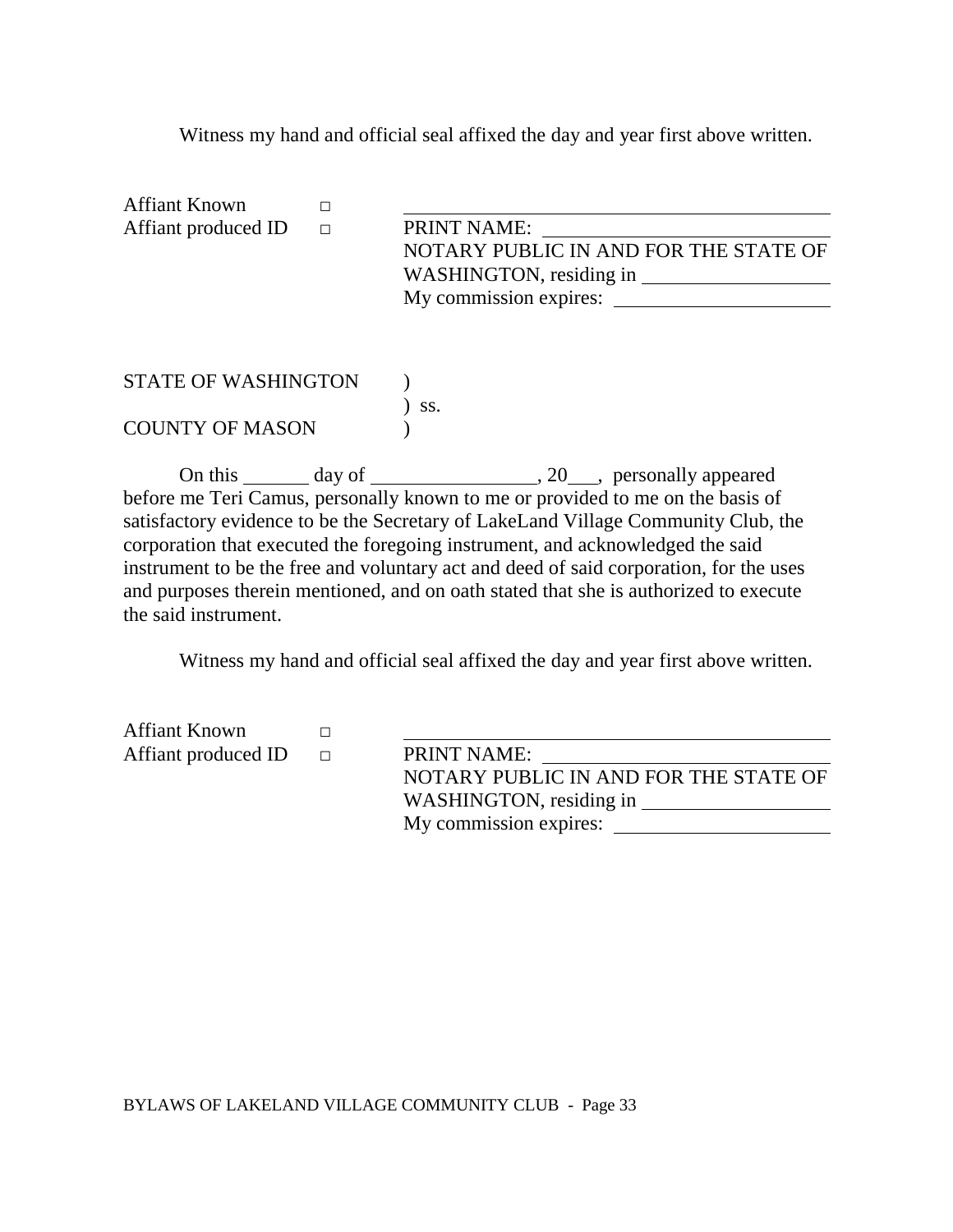Witness my hand and official seal affixed the day and year first above written.

Affiant Known □
Affiant produced ID □

______________________________
PRINT NAME: ______________________
NOTARY PUBLIC IN AND FOR THE STATE OF WASHINGTON, residing in ______________
My commission expires: ______________

STATE OF WASHINGTON )
) ss.
COUNTY OF MASON )

On this ______ day of ______________, 20___, personally appeared before me Teri Camus, personally known to me or provided to me on the basis of satisfactory evidence to be the Secretary of LakeLand Village Community Club, the corporation that executed the foregoing instrument, and acknowledged the said instrument to be the free and voluntary act and deed of said corporation, for the uses and purposes therein mentioned, and on oath stated that she is authorized to execute the said instrument.

Witness my hand and official seal affixed the day and year first above written.

Affiant Known □
Affiant produced ID □

______________________________
PRINT NAME: ______________________
NOTARY PUBLIC IN AND FOR THE STATE OF WASHINGTON, residing in ______________
My commission expires: ______________